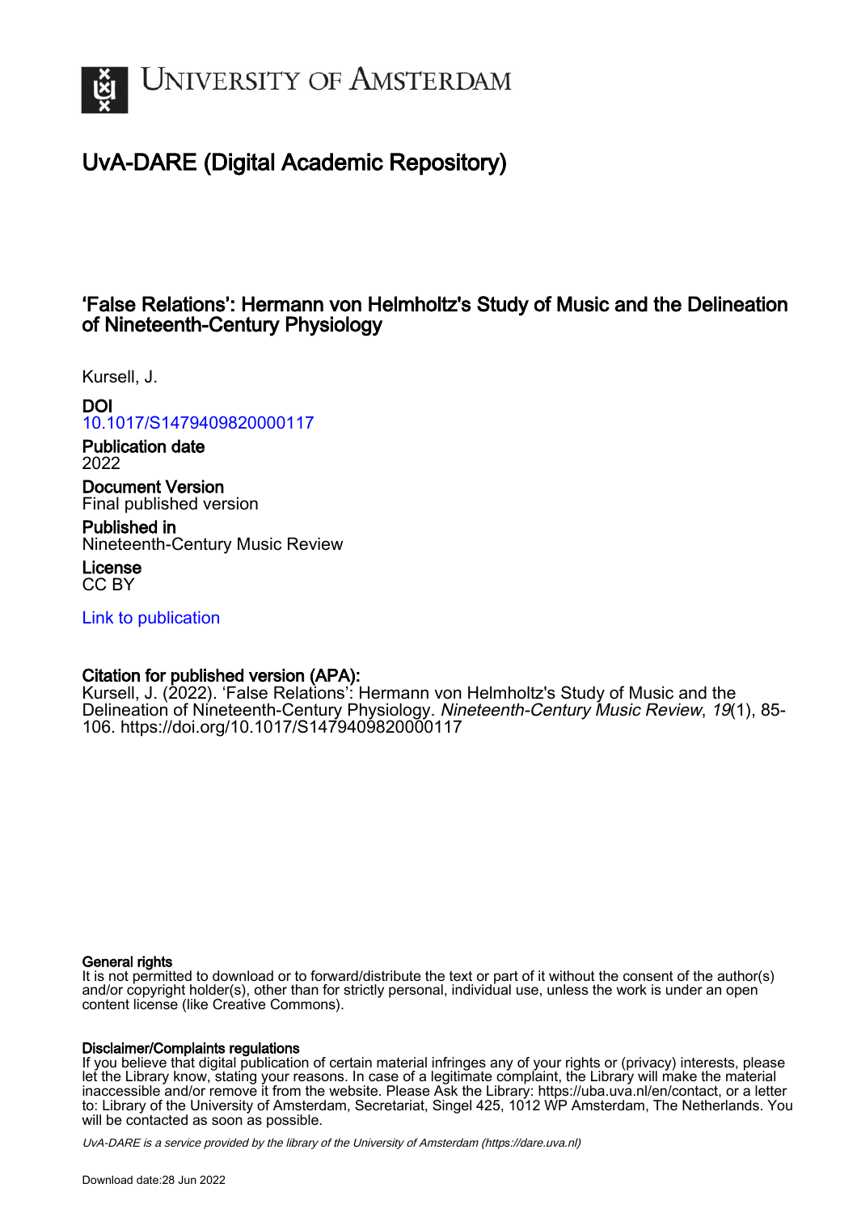# University of Amsterdam

## UvA-DARE (Digital Academic Repository)

### 'False Relations': Hermann von Helmholtz's Study of Music and the Delineation of Nineteenth-Century Physiology

Kursell, J.

**DOI**
[10.1017/S1479409820000117](https://doi.org/10.1017/S1479409820000117)

**Publication date**
2022

**Document Version**
Final published version

**Published in**
Nineteenth-Century Music Review

**License**
CC BY

[Link to publication](https://dare.uva.nl)

**Citation for published version (APA):**
Kursell, J. (2022). 'False Relations': Hermann von Helmholtz's Study of Music and the Delineation of Nineteenth-Century Physiology. *Nineteenth-Century Music Review*, *19*(1), 85-106. https://doi.org/10.1017/S1479409820000117

**General rights**
It is not permitted to download or to forward/distribute the text or part of it without the consent of the author(s) and/or copyright holder(s), other than for strictly personal, individual use, unless the work is under an open content license (like Creative Commons).

**Disclaimer/Complaints regulations**
If you believe that digital publication of certain material infringes any of your rights or (privacy) interests, please let the Library know, stating your reasons. In case of a legitimate complaint, the Library will make the material inaccessible and/or remove it from the website. Please Ask the Library: https://uba.uva.nl/en/contact, or a letter to: Library of the University of Amsterdam, Secretariat, Singel 425, 1012 WP Amsterdam, The Netherlands. You will be contacted as soon as possible.

*UvA-DARE is a service provided by the library of the University of Amsterdam (https://dare.uva.nl)*

Download date:28 Jun 2022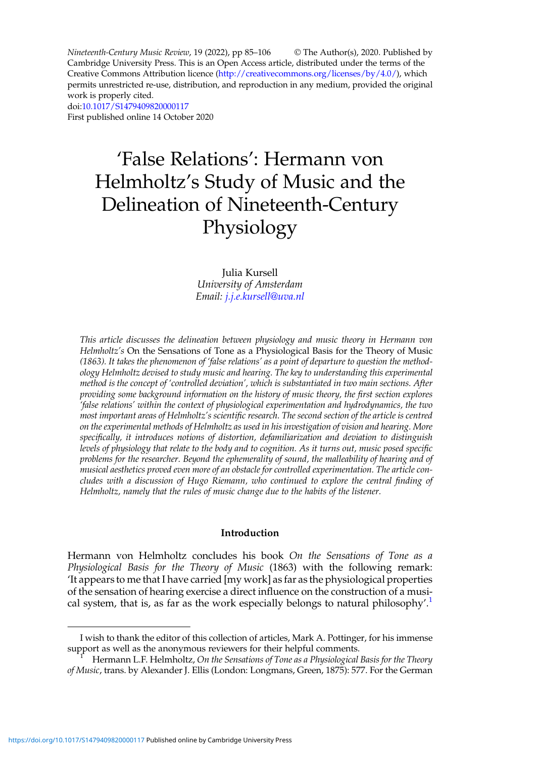*Nineteenth-Century Music Review*, 19 (2022), pp 85–106 © The Author(s), 2020. Published by Cambridge University Press. This is an Open Access article, distributed under the terms of the Creative Commons Attribution licence (http://creativecommons.org/licenses/by/4.0/), which permits unrestricted re-use, distribution, and reproduction in any medium, provided the original work is properly cited.
doi:10.1017/S1479409820000117
First published online 14 October 2020

# 'False Relations': Hermann von Helmholtz's Study of Music and the Delineation of Nineteenth-Century Physiology

Julia Kursell
*University of Amsterdam*
*Email: j.j.e.kursell@uva.nl*

*This article discusses the delineation between physiology and music theory in Hermann von Helmholtz's* On the Sensations of Tone as a Physiological Basis for the Theory of Music *(1863). It takes the phenomenon of 'false relations' as a point of departure to question the methodology Helmholtz devised to study music and hearing. The key to understanding this experimental method is the concept of 'controlled deviation', which is substantiated in two main sections. After providing some background information on the history of music theory, the first section explores 'false relations' within the context of physiological experimentation and hydrodynamics, the two most important areas of Helmholtz's scientific research. The second section of the article is centred on the experimental methods of Helmholtz as used in his investigation of vision and hearing. More specifically, it introduces notions of distortion, defamiliarization and deviation to distinguish levels of physiology that relate to the body and to cognition. As it turns out, music posed specific problems for the researcher. Beyond the ephemerality of sound, the malleability of hearing and of musical aesthetics proved even more of an obstacle for controlled experimentation. The article concludes with a discussion of Hugo Riemann, who continued to explore the central finding of Helmholtz, namely that the rules of music change due to the habits of the listener.*

## Introduction

Hermann von Helmholtz concludes his book *On the Sensations of Tone as a Physiological Basis for the Theory of Music* (1863) with the following remark: 'It appears to me that I have carried [my work] as far as the physiological properties of the sensation of hearing exercise a direct influence on the construction of a musical system, that is, as far as the work especially belongs to natural philosophy'.[1]

---

I wish to thank the editor of this collection of articles, Mark A. Pottinger, for his immense support as well as the anonymous reviewers for their helpful comments.

[1] Hermann L.F. Helmholtz, *On the Sensations of Tone as a Physiological Basis for the Theory of Music*, trans. by Alexander J. Ellis (London: Longmans, Green, 1875): 577. For the German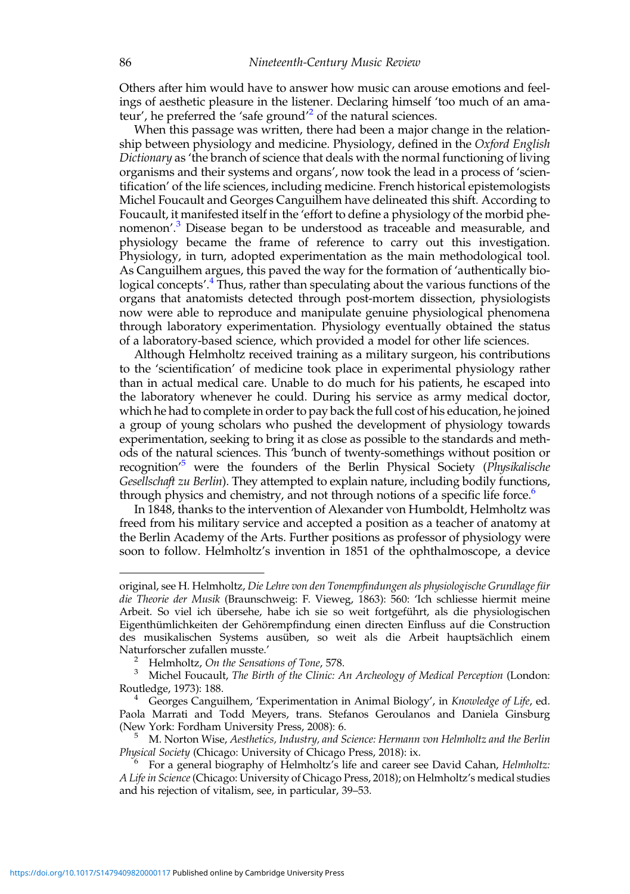Others after him would have to answer how music can arouse emotions and feelings of aesthetic pleasure in the listener. Declaring himself 'too much of an amateur', he preferred the 'safe ground'[2] of the natural sciences.

When this passage was written, there had been a major change in the relationship between physiology and medicine. Physiology, defined in the *Oxford English Dictionary* as 'the branch of science that deals with the normal functioning of living organisms and their systems and organs', now took the lead in a process of 'scientification' of the life sciences, including medicine. French historical epistemologists Michel Foucault and Georges Canguilhem have delineated this shift. According to Foucault, it manifested itself in the 'effort to define a physiology of the morbid phenomenon'.[3] Disease began to be understood as traceable and measurable, and physiology became the frame of reference to carry out this investigation. Physiology, in turn, adopted experimentation as the main methodological tool. As Canguilhem argues, this paved the way for the formation of 'authentically biological concepts'.[4] Thus, rather than speculating about the various functions of the organs that anatomists detected through post-mortem dissection, physiologists now were able to reproduce and manipulate genuine physiological phenomena through laboratory experimentation. Physiology eventually obtained the status of a laboratory-based science, which provided a model for other life sciences.

Although Helmholtz received training as a military surgeon, his contributions to the 'scientification' of medicine took place in experimental physiology rather than in actual medical care. Unable to do much for his patients, he escaped into the laboratory whenever he could. During his service as army medical doctor, which he had to complete in order to pay back the full cost of his education, he joined a group of young scholars who pushed the development of physiology towards experimentation, seeking to bring it as close as possible to the standards and methods of the natural sciences. This 'bunch of twenty-somethings without position or recognition'[5] were the founders of the Berlin Physical Society (*Physikalische Gesellschaft zu Berlin*). They attempted to explain nature, including bodily functions, through physics and chemistry, and not through notions of a specific life force.[6]

In 1848, thanks to the intervention of Alexander von Humboldt, Helmholtz was freed from his military service and accepted a position as a teacher of anatomy at the Berlin Academy of the Arts. Further positions as professor of physiology were soon to follow. Helmholtz's invention in 1851 of the ophthalmoscope, a device

---

original, see H. Helmholtz, *Die Lehre von den Tonempfindungen als physiologische Grundlage für die Theorie der Musik* (Braunschweig: F. Vieweg, 1863): 560: 'Ich schliesse hiermit meine Arbeit. So viel ich übersehe, habe ich sie so weit fortgeführt, als die physiologischen Eigenthümlichkeiten der Gehörempfindung einen directen Einfluss auf die Construction des musikalischen Systems ausüben, so weit als die Arbeit hauptsächlich einem Naturforscher zufallen musste.'

[2] Helmholtz, *On the Sensations of Tone*, 578.

[3] Michel Foucault, *The Birth of the Clinic: An Archeology of Medical Perception* (London: Routledge, 1973): 188.

[4] Georges Canguilhem, 'Experimentation in Animal Biology', in *Knowledge of Life*, ed. Paola Marrati and Todd Meyers, trans. Stefanos Geroulanos and Daniela Ginsburg (New York: Fordham University Press, 2008): 6.

[5] M. Norton Wise, *Aesthetics, Industry, and Science: Hermann von Helmholtz and the Berlin Physical Society* (Chicago: University of Chicago Press, 2018): ix.

[6] For a general biography of Helmholtz's life and career see David Cahan, *Helmholtz: A Life in Science* (Chicago: University of Chicago Press, 2018); on Helmholtz's medical studies and his rejection of vitalism, see, in particular, 39–53.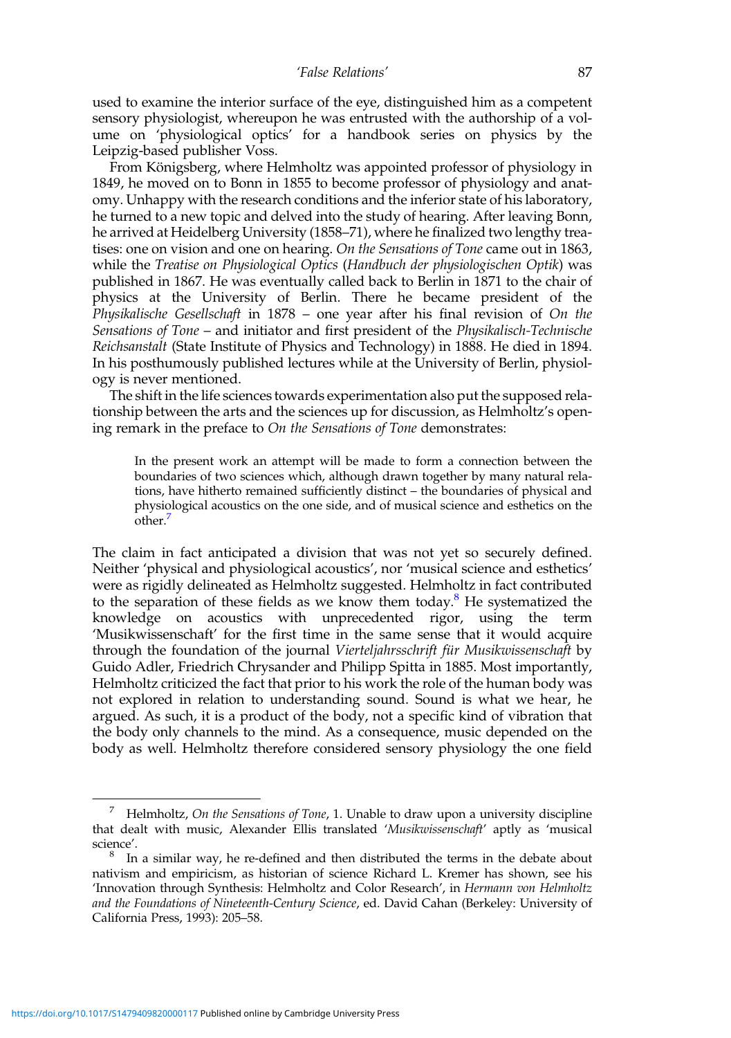used to examine the interior surface of the eye, distinguished him as a competent sensory physiologist, whereupon he was entrusted with the authorship of a volume on 'physiological optics' for a handbook series on physics by the Leipzig-based publisher Voss.

From Königsberg, where Helmholtz was appointed professor of physiology in 1849, he moved on to Bonn in 1855 to become professor of physiology and anatomy. Unhappy with the research conditions and the inferior state of his laboratory, he turned to a new topic and delved into the study of hearing. After leaving Bonn, he arrived at Heidelberg University (1858–71), where he finalized two lengthy treatises: one on vision and one on hearing. *On the Sensations of Tone* came out in 1863, while the *Treatise on Physiological Optics* (*Handbuch der physiologischen Optik*) was published in 1867. He was eventually called back to Berlin in 1871 to the chair of physics at the University of Berlin. There he became president of the *Physikalische Gesellschaft* in 1878 – one year after his final revision of *On the Sensations of Tone* – and initiator and first president of the *Physikalisch-Technische Reichsanstalt* (State Institute of Physics and Technology) in 1888. He died in 1894. In his posthumously published lectures while at the University of Berlin, physiology is never mentioned.

The shift in the life sciences towards experimentation also put the supposed relationship between the arts and the sciences up for discussion, as Helmholtz's opening remark in the preface to *On the Sensations of Tone* demonstrates:

> In the present work an attempt will be made to form a connection between the boundaries of two sciences which, although drawn together by many natural relations, have hitherto remained sufficiently distinct – the boundaries of physical and physiological acoustics on the one side, and of musical science and esthetics on the other.[7]

The claim in fact anticipated a division that was not yet so securely defined. Neither 'physical and physiological acoustics', nor 'musical science and esthetics' were as rigidly delineated as Helmholtz suggested. Helmholtz in fact contributed to the separation of these fields as we know them today.[8] He systematized the knowledge on acoustics with unprecedented rigor, using the term 'Musikwissenschaft' for the first time in the same sense that it would acquire through the foundation of the journal *Vierteljahrsschrift für Musikwissenschaft* by Guido Adler, Friedrich Chrysander and Philipp Spitta in 1885. Most importantly, Helmholtz criticized the fact that prior to his work the role of the human body was not explored in relation to understanding sound. Sound is what we hear, he argued. As such, it is a product of the body, not a specific kind of vibration that the body only channels to the mind. As a consequence, music depended on the body as well. Helmholtz therefore considered sensory physiology the one field

---

[7] Helmholtz, *On the Sensations of Tone*, 1. Unable to draw upon a university discipline that dealt with music, Alexander Ellis translated '*Musikwissenschaft*' aptly as 'musical science'.

[8] In a similar way, he re-defined and then distributed the terms in the debate about nativism and empiricism, as historian of science Richard L. Kremer has shown, see his 'Innovation through Synthesis: Helmholtz and Color Research', in *Hermann von Helmholtz and the Foundations of Nineteenth-Century Science*, ed. David Cahan (Berkeley: University of California Press, 1993): 205–58.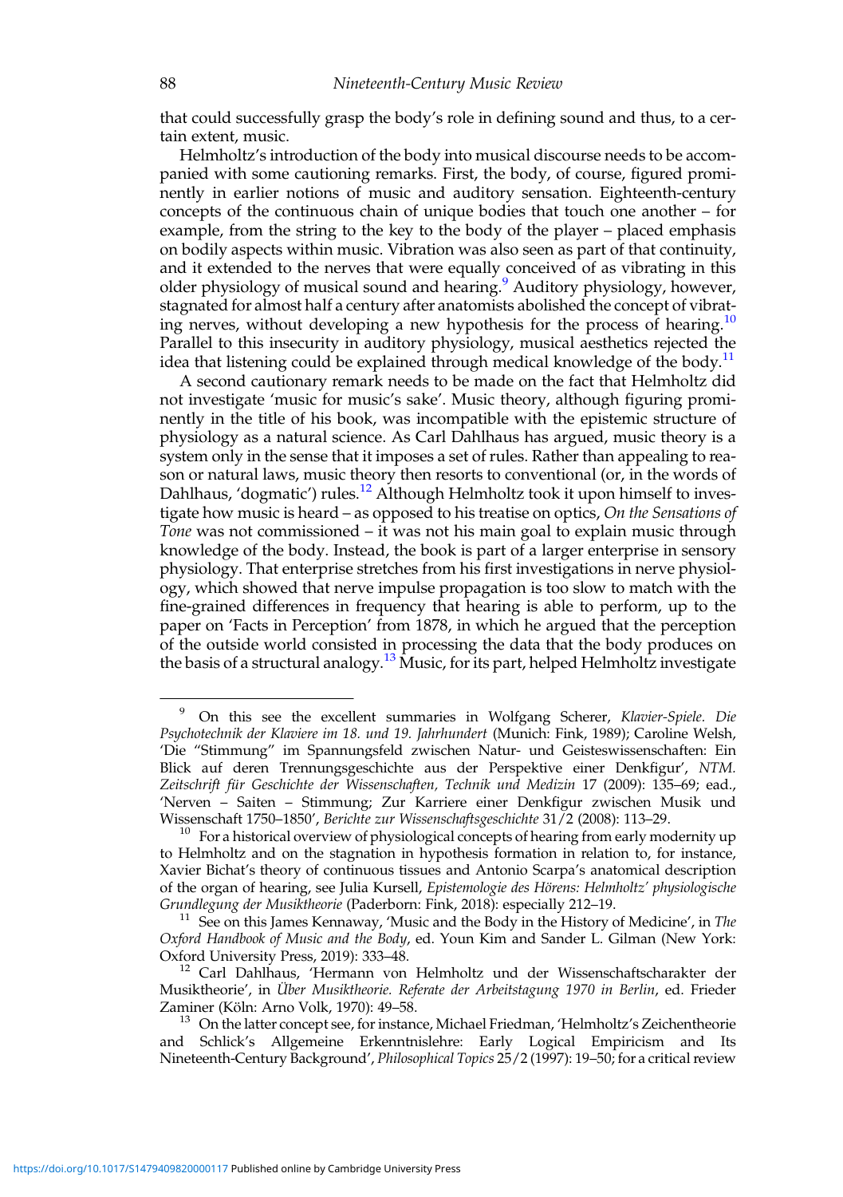that could successfully grasp the body's role in defining sound and thus, to a certain extent, music.

Helmholtz's introduction of the body into musical discourse needs to be accompanied with some cautioning remarks. First, the body, of course, figured prominently in earlier notions of music and auditory sensation. Eighteenth-century concepts of the continuous chain of unique bodies that touch one another – for example, from the string to the key to the body of the player – placed emphasis on bodily aspects within music. Vibration was also seen as part of that continuity, and it extended to the nerves that were equally conceived of as vibrating in this older physiology of musical sound and hearing.[9] Auditory physiology, however, stagnated for almost half a century after anatomists abolished the concept of vibrating nerves, without developing a new hypothesis for the process of hearing.[10] Parallel to this insecurity in auditory physiology, musical aesthetics rejected the idea that listening could be explained through medical knowledge of the body.[11]

A second cautionary remark needs to be made on the fact that Helmholtz did not investigate 'music for music's sake'. Music theory, although figuring prominently in the title of his book, was incompatible with the epistemic structure of physiology as a natural science. As Carl Dahlhaus has argued, music theory is a system only in the sense that it imposes a set of rules. Rather than appealing to reason or natural laws, music theory then resorts to conventional (or, in the words of Dahlhaus, 'dogmatic') rules.[12] Although Helmholtz took it upon himself to investigate how music is heard – as opposed to his treatise on optics, *On the Sensations of Tone* was not commissioned – it was not his main goal to explain music through knowledge of the body. Instead, the book is part of a larger enterprise in sensory physiology. That enterprise stretches from his first investigations in nerve physiology, which showed that nerve impulse propagation is too slow to match with the fine-grained differences in frequency that hearing is able to perform, up to the paper on 'Facts in Perception' from 1878, in which he argued that the perception of the outside world consisted in processing the data that the body produces on the basis of a structural analogy.[13] Music, for its part, helped Helmholtz investigate

---

[9] On this see the excellent summaries in Wolfgang Scherer, *Klavier-Spiele. Die Psychotechnik der Klaviere im 18. und 19. Jahrhundert* (Munich: Fink, 1989); Caroline Welsh, 'Die "Stimmung" im Spannungsfeld zwischen Natur- und Geisteswissenschaften: Ein Blick auf deren Trennungsgeschichte aus der Perspektive einer Denkfigur', *NTM. Zeitschrift für Geschichte der Wissenschaften, Technik und Medizin* 17 (2009): 135–69; ead., 'Nerven – Saiten – Stimmung; Zur Karriere einer Denkfigur zwischen Musik und Wissenschaft 1750–1850', *Berichte zur Wissenschaftsgeschichte* 31/2 (2008): 113–29.

[10] For a historical overview of physiological concepts of hearing from early modernity up to Helmholtz and on the stagnation in hypothesis formation in relation to, for instance, Xavier Bichat's theory of continuous tissues and Antonio Scarpa's anatomical description of the organ of hearing, see Julia Kursell, *Epistemologie des Hörens: Helmholtz' physiologische Grundlegung der Musiktheorie* (Paderborn: Fink, 2018): especially 212–19.

[11] See on this James Kennaway, 'Music and the Body in the History of Medicine', in *The Oxford Handbook of Music and the Body*, ed. Youn Kim and Sander L. Gilman (New York: Oxford University Press, 2019): 333–48.

[12] Carl Dahlhaus, 'Hermann von Helmholtz und der Wissenschaftscharakter der Musiktheorie', in *Über Musiktheorie. Referate der Arbeitstagung 1970 in Berlin*, ed. Frieder Zaminer (Köln: Arno Volk, 1970): 49–58.

[13] On the latter concept see, for instance, Michael Friedman, 'Helmholtz's Zeichentheorie and Schlick's Allgemeine Erkenntnislehre: Early Logical Empiricism and Its Nineteenth-Century Background', *Philosophical Topics* 25/2 (1997): 19–50; for a critical review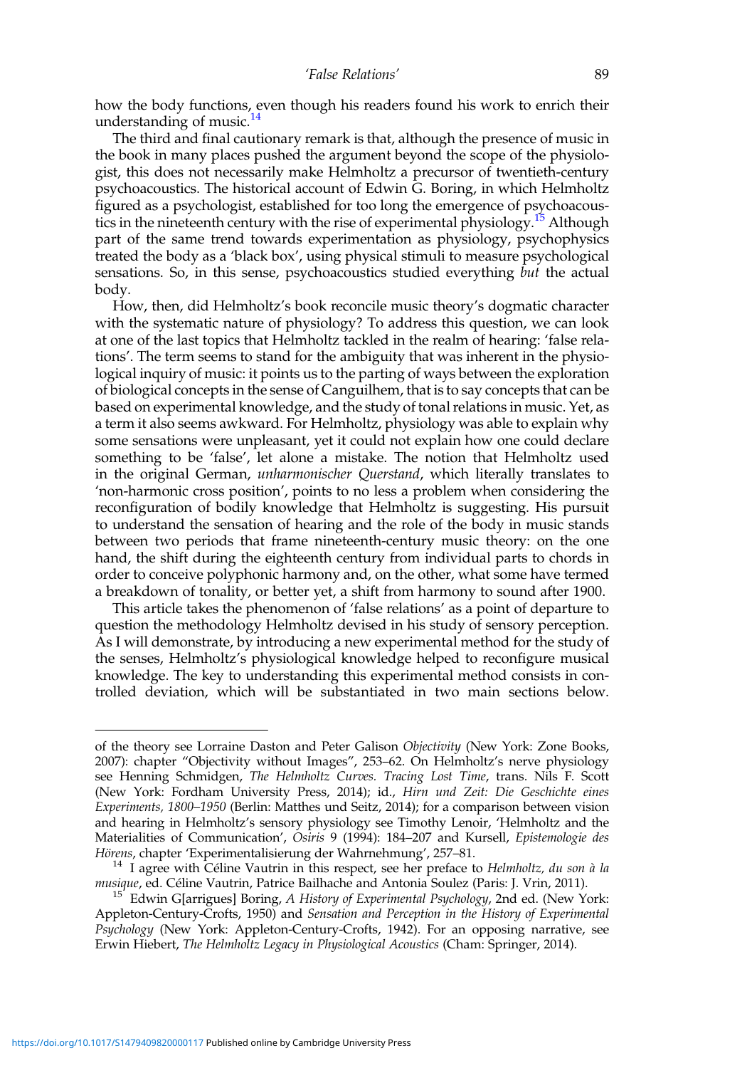how the body functions, even though his readers found his work to enrich their understanding of music.[14]

The third and final cautionary remark is that, although the presence of music in the book in many places pushed the argument beyond the scope of the physiologist, this does not necessarily make Helmholtz a precursor of twentieth-century psychoacoustics. The historical account of Edwin G. Boring, in which Helmholtz figured as a psychologist, established for too long the emergence of psychoacoustics in the nineteenth century with the rise of experimental physiology.[15] Although part of the same trend towards experimentation as physiology, psychophysics treated the body as a 'black box', using physical stimuli to measure psychological sensations. So, in this sense, psychoacoustics studied everything *but* the actual body.

How, then, did Helmholtz's book reconcile music theory's dogmatic character with the systematic nature of physiology? To address this question, we can look at one of the last topics that Helmholtz tackled in the realm of hearing: 'false relations'. The term seems to stand for the ambiguity that was inherent in the physiological inquiry of music: it points us to the parting of ways between the exploration of biological concepts in the sense of Canguilhem, that is to say concepts that can be based on experimental knowledge, and the study of tonal relations in music. Yet, as a term it also seems awkward. For Helmholtz, physiology was able to explain why some sensations were unpleasant, yet it could not explain how one could declare something to be 'false', let alone a mistake. The notion that Helmholtz used in the original German, *unharmonischer Querstand*, which literally translates to 'non-harmonic cross position', points to no less a problem when considering the reconfiguration of bodily knowledge that Helmholtz is suggesting. His pursuit to understand the sensation of hearing and the role of the body in music stands between two periods that frame nineteenth-century music theory: on the one hand, the shift during the eighteenth century from individual parts to chords in order to conceive polyphonic harmony and, on the other, what some have termed a breakdown of tonality, or better yet, a shift from harmony to sound after 1900.

This article takes the phenomenon of 'false relations' as a point of departure to question the methodology Helmholtz devised in his study of sensory perception. As I will demonstrate, by introducing a new experimental method for the study of the senses, Helmholtz's physiological knowledge helped to reconfigure musical knowledge. The key to understanding this experimental method consists in controlled deviation, which will be substantiated in two main sections below.

---

of the theory see Lorraine Daston and Peter Galison *Objectivity* (New York: Zone Books, 2007): chapter "Objectivity without Images", 253–62. On Helmholtz's nerve physiology see Henning Schmidgen, *The Helmholtz Curves. Tracing Lost Time*, trans. Nils F. Scott (New York: Fordham University Press, 2014); id., *Hirn und Zeit: Die Geschichte eines Experiments, 1800–1950* (Berlin: Matthes und Seitz, 2014); for a comparison between vision and hearing in Helmholtz's sensory physiology see Timothy Lenoir, 'Helmholtz and the Materialities of Communication', *Osiris* 9 (1994): 184–207 and Kursell, *Epistemologie des Hörens*, chapter 'Experimentalisierung der Wahrnehmung', 257–81.

[14] I agree with Céline Vautrin in this respect, see her preface to *Helmholtz, du son à la musique*, ed. Céline Vautrin, Patrice Bailhache and Antonia Soulez (Paris: J. Vrin, 2011).

[15] Edwin G[arrigues] Boring, *A History of Experimental Psychology*, 2nd ed. (New York: Appleton-Century-Crofts, 1950) and *Sensation and Perception in the History of Experimental Psychology* (New York: Appleton-Century-Crofts, 1942). For an opposing narrative, see Erwin Hiebert, *The Helmholtz Legacy in Physiological Acoustics* (Cham: Springer, 2014).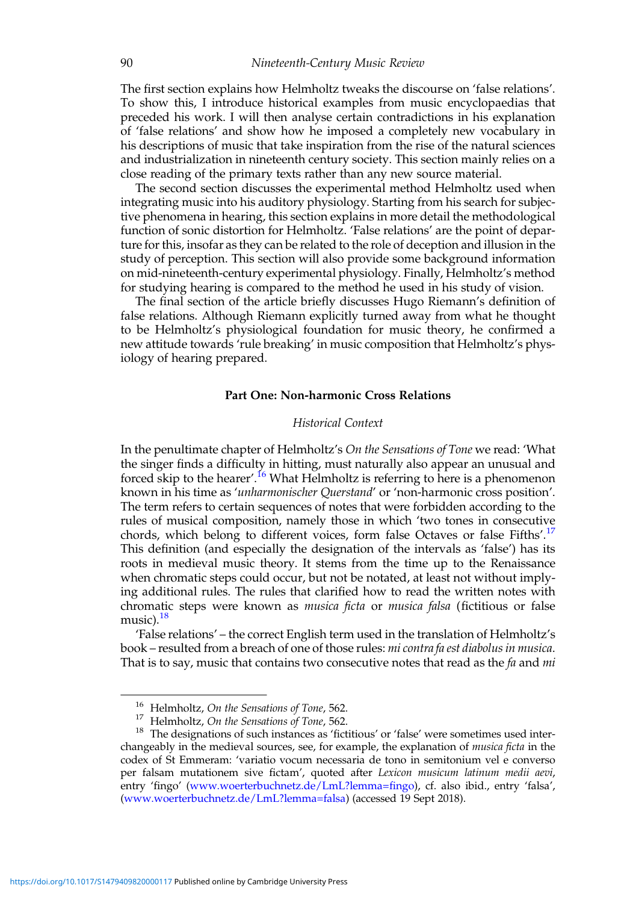The first section explains how Helmholtz tweaks the discourse on 'false relations'. To show this, I introduce historical examples from music encyclopaedias that preceded his work. I will then analyse certain contradictions in his explanation of 'false relations' and show how he imposed a completely new vocabulary in his descriptions of music that take inspiration from the rise of the natural sciences and industrialization in nineteenth century society. This section mainly relies on a close reading of the primary texts rather than any new source material.

The second section discusses the experimental method Helmholtz used when integrating music into his auditory physiology. Starting from his search for subjective phenomena in hearing, this section explains in more detail the methodological function of sonic distortion for Helmholtz. 'False relations' are the point of departure for this, insofar as they can be related to the role of deception and illusion in the study of perception. This section will also provide some background information on mid-nineteenth-century experimental physiology. Finally, Helmholtz's method for studying hearing is compared to the method he used in his study of vision.

The final section of the article briefly discusses Hugo Riemann's definition of false relations. Although Riemann explicitly turned away from what he thought to be Helmholtz's physiological foundation for music theory, he confirmed a new attitude towards 'rule breaking' in music composition that Helmholtz's physiology of hearing prepared.

## Part One: Non-harmonic Cross Relations

### *Historical Context*

In the penultimate chapter of Helmholtz's *On the Sensations of Tone* we read: 'What the singer finds a difficulty in hitting, must naturally also appear an unusual and forced skip to the hearer'.[16] What Helmholtz is referring to here is a phenomenon known in his time as '*unharmonischer Querstand*' or 'non-harmonic cross position'. The term refers to certain sequences of notes that were forbidden according to the rules of musical composition, namely those in which 'two tones in consecutive chords, which belong to different voices, form false Octaves or false Fifths'.[17] This definition (and especially the designation of the intervals as 'false') has its roots in medieval music theory. It stems from the time up to the Renaissance when chromatic steps could occur, but not be notated, at least not without implying additional rules. The rules that clarified how to read the written notes with chromatic steps were known as *musica ficta* or *musica falsa* (fictitious or false music).[18]

'False relations' – the correct English term used in the translation of Helmholtz's book – resulted from a breach of one of those rules: *mi contra fa est diabolus in musica*. That is to say, music that contains two consecutive notes that read as the *fa* and *mi*

---

[16] Helmholtz, *On the Sensations of Tone*, 562.

[17] Helmholtz, *On the Sensations of Tone*, 562.

[18] The designations of such instances as 'fictitious' or 'false' were sometimes used interchangeably in the medieval sources, see, for example, the explanation of *musica ficta* in the codex of St Emmeram: 'variatio vocum necessaria de tono in semitonium vel e converso per falsam mutationem sive fictam', quoted after *Lexicon musicum latinum medii aevi*, entry 'fingo' (www.woerterbuchnetz.de/LmL?lemma=fingo), cf. also ibid., entry 'falsa', (www.woerterbuchnetz.de/LmL?lemma=falsa) (accessed 19 Sept 2018).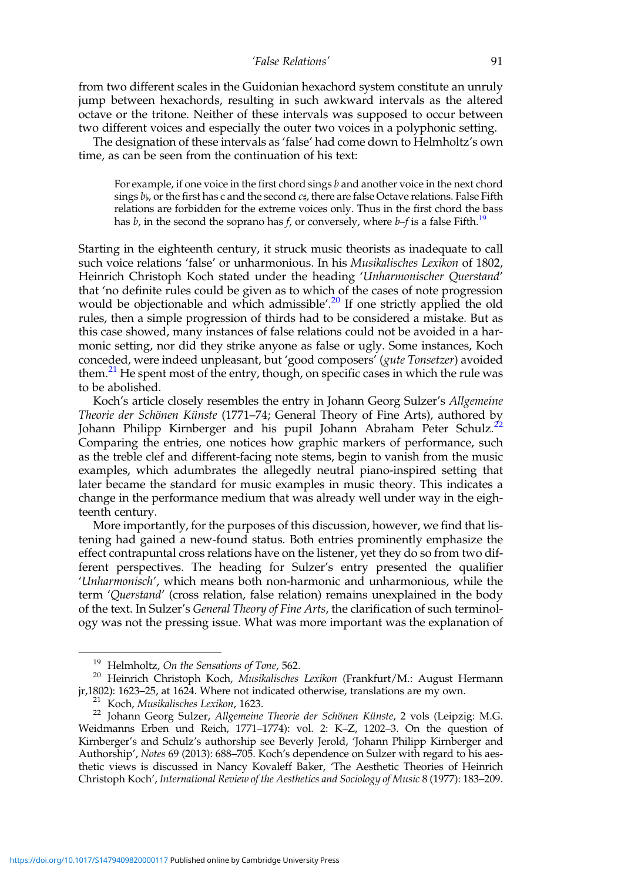from two different scales in the Guidonian hexachord system constitute an unruly jump between hexachords, resulting in such awkward intervals as the altered octave or the tritone. Neither of these intervals was supposed to occur between two different voices and especially the outer two voices in a polyphonic setting.

The designation of these intervals as 'false' had come down to Helmholtz's own time, as can be seen from the continuation of his text:

> For example, if one voice in the first chord sings *b* and another voice in the next chord sings *b*♭, or the first has c and the second *c*♯, there are false Octave relations. False Fifth relations are forbidden for the extreme voices only. Thus in the first chord the bass has *b*, in the second the soprano has *f*, or conversely, where *b*–*f* is a false Fifth.[19]

Starting in the eighteenth century, it struck music theorists as inadequate to call such voice relations 'false' or unharmonious. In his *Musikalisches Lexikon* of 1802, Heinrich Christoph Koch stated under the heading '*Unharmonischer Querstand*' that 'no definite rules could be given as to which of the cases of note progression would be objectionable and which admissible'.[20] If one strictly applied the old rules, then a simple progression of thirds had to be considered a mistake. But as this case showed, many instances of false relations could not be avoided in a harmonic setting, nor did they strike anyone as false or ugly. Some instances, Koch conceded, were indeed unpleasant, but 'good composers' (*gute Tonsetzer*) avoided them.[21] He spent most of the entry, though, on specific cases in which the rule was to be abolished.

Koch's article closely resembles the entry in Johann Georg Sulzer's *Allgemeine Theorie der Schönen Künste* (1771–74; General Theory of Fine Arts), authored by Johann Philipp Kirnberger and his pupil Johann Abraham Peter Schulz.[22] Comparing the entries, one notices how graphic markers of performance, such as the treble clef and different-facing note stems, begin to vanish from the music examples, which adumbrates the allegedly neutral piano-inspired setting that later became the standard for music examples in music theory. This indicates a change in the performance medium that was already well under way in the eighteenth century.

More importantly, for the purposes of this discussion, however, we find that listening had gained a new-found status. Both entries prominently emphasize the effect contrapuntal cross relations have on the listener, yet they do so from two different perspectives. The heading for Sulzer's entry presented the qualifier '*Unharmonisch*', which means both non-harmonic and unharmonious, while the term '*Querstand*' (cross relation, false relation) remains unexplained in the body of the text. In Sulzer's *General Theory of Fine Arts*, the clarification of such terminology was not the pressing issue. What was more important was the explanation of

---

[19] Helmholtz, *On the Sensations of Tone*, 562.

[20] Heinrich Christoph Koch, *Musikalisches Lexikon* (Frankfurt/M.: August Hermann jr,1802): 1623–25, at 1624. Where not indicated otherwise, translations are my own.

[21] Koch, *Musikalisches Lexikon*, 1623.

[22] Johann Georg Sulzer, *Allgemeine Theorie der Schönen Künste*, 2 vols (Leipzig: M.G. Weidmanns Erben und Reich, 1771–1774): vol. 2: K–Z, 1202–3. On the question of Kirnberger's and Schulz's authorship see Beverly Jerold, 'Johann Philipp Kirnberger and Authorship', *Notes* 69 (2013): 688–705. Koch's dependence on Sulzer with regard to his aesthetic views is discussed in Nancy Kovaleff Baker, 'The Aesthetic Theories of Heinrich Christoph Koch', *International Review of the Aesthetics and Sociology of Music* 8 (1977): 183–209.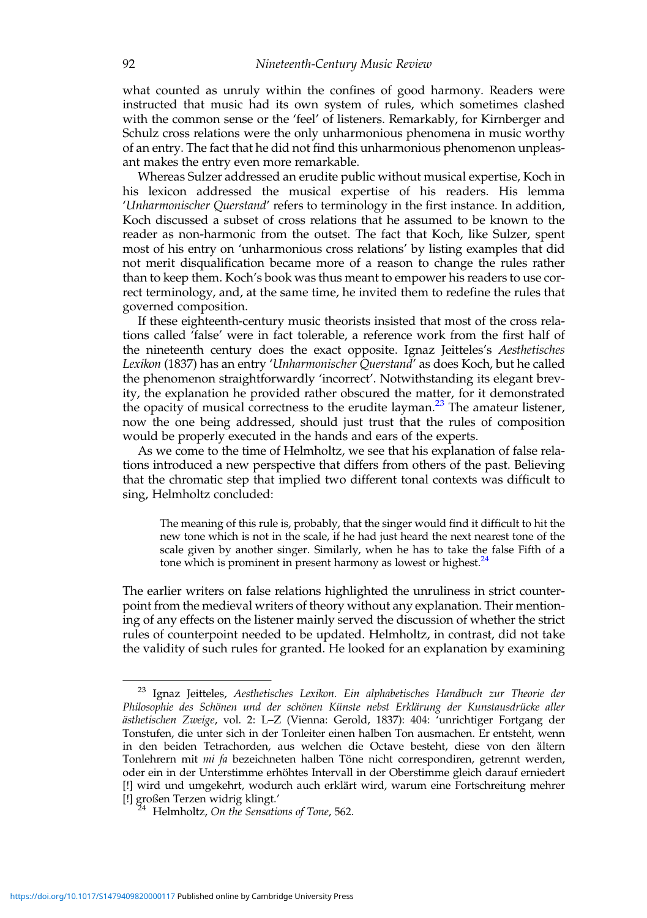what counted as unruly within the confines of good harmony. Readers were instructed that music had its own system of rules, which sometimes clashed with the common sense or the 'feel' of listeners. Remarkably, for Kirnberger and Schulz cross relations were the only unharmonious phenomena in music worthy of an entry. The fact that he did not find this unharmonious phenomenon unpleasant makes the entry even more remarkable.

Whereas Sulzer addressed an erudite public without musical expertise, Koch in his lexicon addressed the musical expertise of his readers. His lemma '*Unharmonischer Querstand*' refers to terminology in the first instance. In addition, Koch discussed a subset of cross relations that he assumed to be known to the reader as non-harmonic from the outset. The fact that Koch, like Sulzer, spent most of his entry on 'unharmonious cross relations' by listing examples that did not merit disqualification became more of a reason to change the rules rather than to keep them. Koch's book was thus meant to empower his readers to use correct terminology, and, at the same time, he invited them to redefine the rules that governed composition.

If these eighteenth-century music theorists insisted that most of the cross relations called 'false' were in fact tolerable, a reference work from the first half of the nineteenth century does the exact opposite. Ignaz Jeitteles's *Aesthetisches Lexikon* (1837) has an entry '*Unharmonischer Querstand*' as does Koch, but he called the phenomenon straightforwardly 'incorrect'. Notwithstanding its elegant brevity, the explanation he provided rather obscured the matter, for it demonstrated the opacity of musical correctness to the erudite layman.[23] The amateur listener, now the one being addressed, should just trust that the rules of composition would be properly executed in the hands and ears of the experts.

As we come to the time of Helmholtz, we see that his explanation of false relations introduced a new perspective that differs from others of the past. Believing that the chromatic step that implied two different tonal contexts was difficult to sing, Helmholtz concluded:

> The meaning of this rule is, probably, that the singer would find it difficult to hit the new tone which is not in the scale, if he had just heard the next nearest tone of the scale given by another singer. Similarly, when he has to take the false Fifth of a tone which is prominent in present harmony as lowest or highest.[24]

The earlier writers on false relations highlighted the unruliness in strict counterpoint from the medieval writers of theory without any explanation. Their mentioning of any effects on the listener mainly served the discussion of whether the strict rules of counterpoint needed to be updated. Helmholtz, in contrast, did not take the validity of such rules for granted. He looked for an explanation by examining

---

[23] Ignaz Jeitteles, *Aesthetisches Lexikon. Ein alphabetisches Handbuch zur Theorie der Philosophie des Schönen und der schönen Künste nebst Erklärung der Kunstausdrücke aller ästhetischen Zweige*, vol. 2: L–Z (Vienna: Gerold, 1837): 404: 'unrichtiger Fortgang der Tonstufen, die unter sich in der Tonleiter einen halben Ton ausmachen. Er entsteht, wenn in den beiden Tetrachorden, aus welchen die Octave besteht, diese von den ältern Tonlehrern mit *mi fa* bezeichneten halben Töne nicht correspondiren, getrennt werden, oder ein in der Unterstimme erhöhtes Intervall in der Oberstimme gleich darauf erniedert [!] wird und umgekehrt, wodurch auch erklärt wird, warum eine Fortschreitung mehrer [!] großen Terzen widrig klingt.'

[24] Helmholtz, *On the Sensations of Tone*, 562.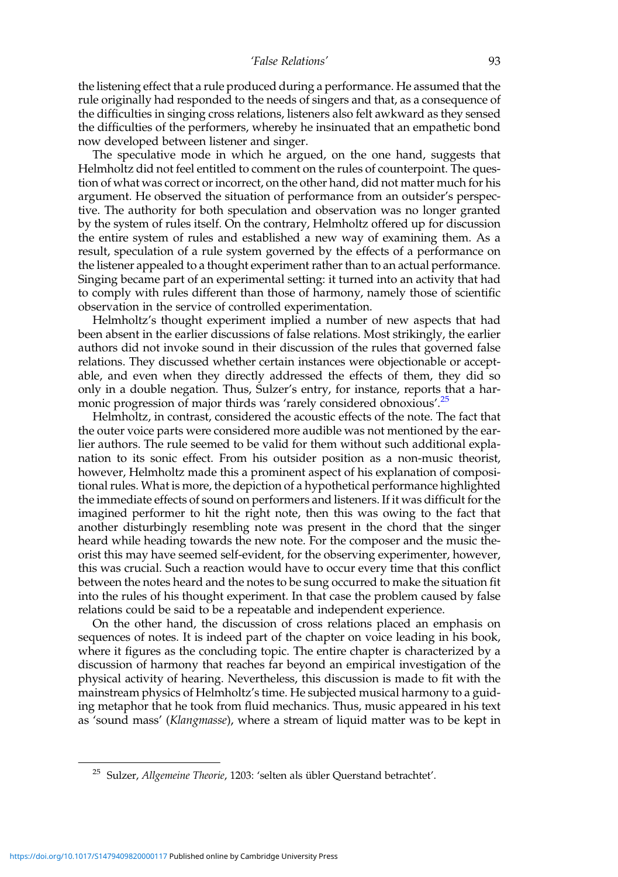the listening effect that a rule produced during a performance. He assumed that the rule originally had responded to the needs of singers and that, as a consequence of the difficulties in singing cross relations, listeners also felt awkward as they sensed the difficulties of the performers, whereby he insinuated that an empathetic bond now developed between listener and singer.

The speculative mode in which he argued, on the one hand, suggests that Helmholtz did not feel entitled to comment on the rules of counterpoint. The question of what was correct or incorrect, on the other hand, did not matter much for his argument. He observed the situation of performance from an outsider's perspective. The authority for both speculation and observation was no longer granted by the system of rules itself. On the contrary, Helmholtz offered up for discussion the entire system of rules and established a new way of examining them. As a result, speculation of a rule system governed by the effects of a performance on the listener appealed to a thought experiment rather than to an actual performance. Singing became part of an experimental setting: it turned into an activity that had to comply with rules different than those of harmony, namely those of scientific observation in the service of controlled experimentation.

Helmholtz's thought experiment implied a number of new aspects that had been absent in the earlier discussions of false relations. Most strikingly, the earlier authors did not invoke sound in their discussion of the rules that governed false relations. They discussed whether certain instances were objectionable or acceptable, and even when they directly addressed the effects of them, they did so only in a double negation. Thus, Sulzer's entry, for instance, reports that a harmonic progression of major thirds was 'rarely considered obnoxious'.[25]

Helmholtz, in contrast, considered the acoustic effects of the note. The fact that the outer voice parts were considered more audible was not mentioned by the earlier authors. The rule seemed to be valid for them without such additional explanation to its sonic effect. From his outsider position as a non-music theorist, however, Helmholtz made this a prominent aspect of his explanation of compositional rules. What is more, the depiction of a hypothetical performance highlighted the immediate effects of sound on performers and listeners. If it was difficult for the imagined performer to hit the right note, then this was owing to the fact that another disturbingly resembling note was present in the chord that the singer heard while heading towards the new note. For the composer and the music theorist this may have seemed self-evident, for the observing experimenter, however, this was crucial. Such a reaction would have to occur every time that this conflict between the notes heard and the notes to be sung occurred to make the situation fit into the rules of his thought experiment. In that case the problem caused by false relations could be said to be a repeatable and independent experience.

On the other hand, the discussion of cross relations placed an emphasis on sequences of notes. It is indeed part of the chapter on voice leading in his book, where it figures as the concluding topic. The entire chapter is characterized by a discussion of harmony that reaches far beyond an empirical investigation of the physical activity of hearing. Nevertheless, this discussion is made to fit with the mainstream physics of Helmholtz's time. He subjected musical harmony to a guiding metaphor that he took from fluid mechanics. Thus, music appeared in his text as 'sound mass' (*Klangmasse*), where a stream of liquid matter was to be kept in

---

[25] Sulzer, *Allgemeine Theorie*, 1203: 'selten als übler Querstand betrachtet'.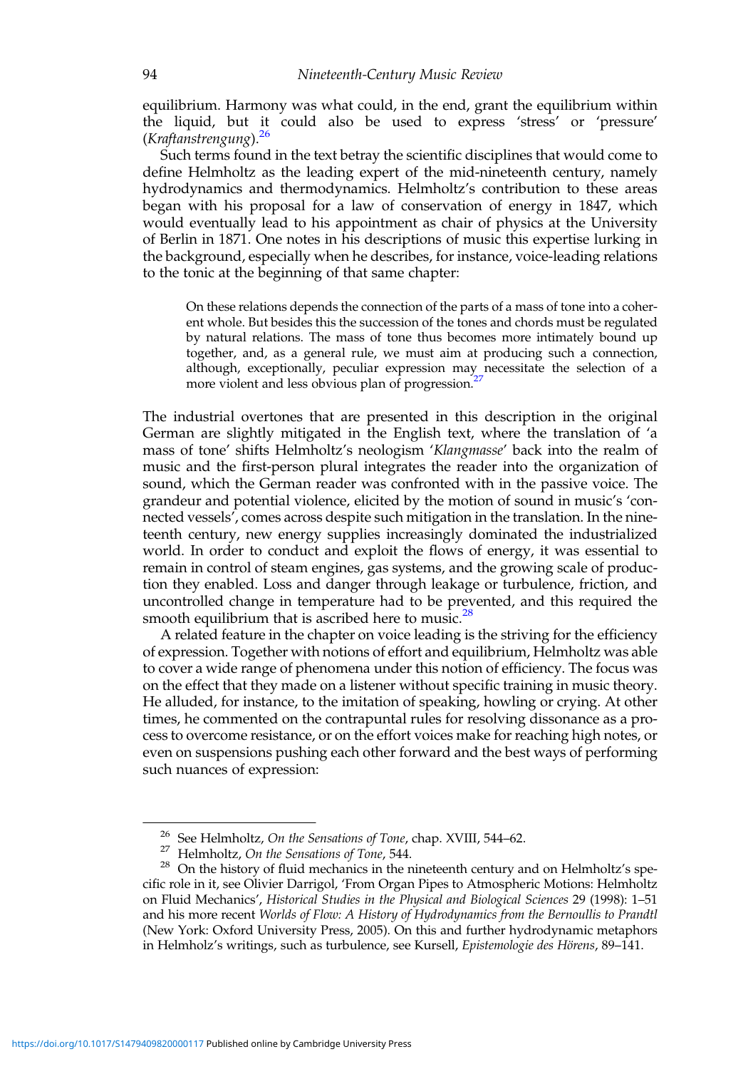equilibrium. Harmony was what could, in the end, grant the equilibrium within the liquid, but it could also be used to express 'stress' or 'pressure' (*Kraftanstrengung*).[26]

Such terms found in the text betray the scientific disciplines that would come to define Helmholtz as the leading expert of the mid-nineteenth century, namely hydrodynamics and thermodynamics. Helmholtz's contribution to these areas began with his proposal for a law of conservation of energy in 1847, which would eventually lead to his appointment as chair of physics at the University of Berlin in 1871. One notes in his descriptions of music this expertise lurking in the background, especially when he describes, for instance, voice-leading relations to the tonic at the beginning of that same chapter:

> On these relations depends the connection of the parts of a mass of tone into a coherent whole. But besides this the succession of the tones and chords must be regulated by natural relations. The mass of tone thus becomes more intimately bound up together, and, as a general rule, we must aim at producing such a connection, although, exceptionally, peculiar expression may necessitate the selection of a more violent and less obvious plan of progression.[27]

The industrial overtones that are presented in this description in the original German are slightly mitigated in the English text, where the translation of 'a mass of tone' shifts Helmholtz's neologism '*Klangmasse*' back into the realm of music and the first-person plural integrates the reader into the organization of sound, which the German reader was confronted with in the passive voice. The grandeur and potential violence, elicited by the motion of sound in music's 'connected vessels', comes across despite such mitigation in the translation. In the nineteenth century, new energy supplies increasingly dominated the industrialized world. In order to conduct and exploit the flows of energy, it was essential to remain in control of steam engines, gas systems, and the growing scale of production they enabled. Loss and danger through leakage or turbulence, friction, and uncontrolled change in temperature had to be prevented, and this required the smooth equilibrium that is ascribed here to music.[28]

A related feature in the chapter on voice leading is the striving for the efficiency of expression. Together with notions of effort and equilibrium, Helmholtz was able to cover a wide range of phenomena under this notion of efficiency. The focus was on the effect that they made on a listener without specific training in music theory. He alluded, for instance, to the imitation of speaking, howling or crying. At other times, he commented on the contrapuntal rules for resolving dissonance as a process to overcome resistance, or on the effort voices make for reaching high notes, or even on suspensions pushing each other forward and the best ways of performing such nuances of expression:

---

[26] See Helmholtz, *On the Sensations of Tone*, chap. XVIII, 544–62.

[27] Helmholtz, *On the Sensations of Tone*, 544.

[28] On the history of fluid mechanics in the nineteenth century and on Helmholtz's specific role in it, see Olivier Darrigol, 'From Organ Pipes to Atmospheric Motions: Helmholtz on Fluid Mechanics', *Historical Studies in the Physical and Biological Sciences* 29 (1998): 1–51 and his more recent *Worlds of Flow: A History of Hydrodynamics from the Bernoullis to Prandtl* (New York: Oxford University Press, 2005). On this and further hydrodynamic metaphors in Helmholz's writings, such as turbulence, see Kursell, *Epistemologie des Hörens*, 89–141.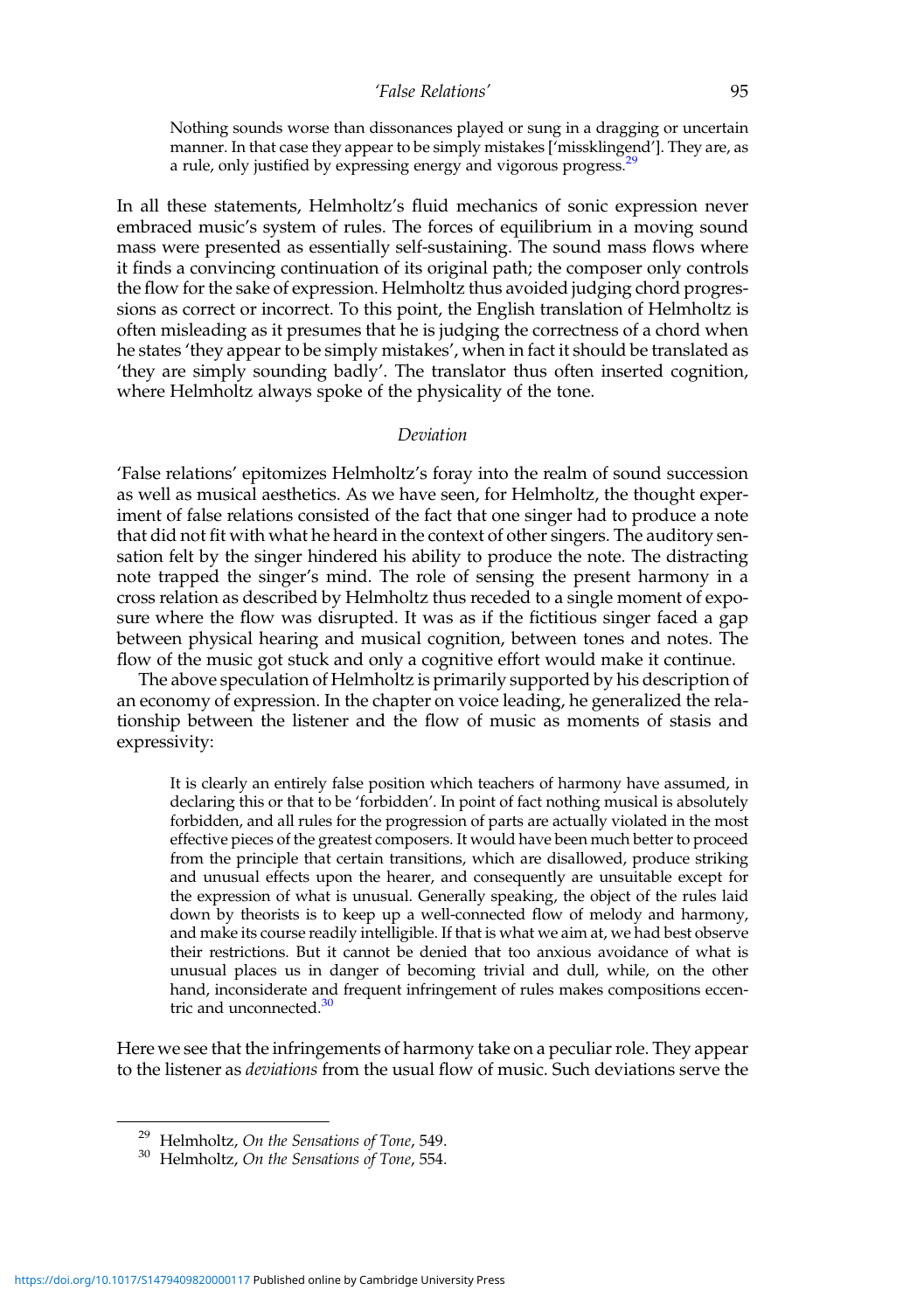> Nothing sounds worse than dissonances played or sung in a dragging or uncertain manner. In that case they appear to be simply mistakes ['missklingend']. They are, as a rule, only justified by expressing energy and vigorous progress.[29]

In all these statements, Helmholtz's fluid mechanics of sonic expression never embraced music's system of rules. The forces of equilibrium in a moving sound mass were presented as essentially self-sustaining. The sound mass flows where it finds a convincing continuation of its original path; the composer only controls the flow for the sake of expression. Helmholtz thus avoided judging chord progressions as correct or incorrect. To this point, the English translation of Helmholtz is often misleading as it presumes that he is judging the correctness of a chord when he states 'they appear to be simply mistakes', when in fact it should be translated as 'they are simply sounding badly'. The translator thus often inserted cognition, where Helmholtz always spoke of the physicality of the tone.

### *Deviation*

'False relations' epitomizes Helmholtz's foray into the realm of sound succession as well as musical aesthetics. As we have seen, for Helmholtz, the thought experiment of false relations consisted of the fact that one singer had to produce a note that did not fit with what he heard in the context of other singers. The auditory sensation felt by the singer hindered his ability to produce the note. The distracting note trapped the singer's mind. The role of sensing the present harmony in a cross relation as described by Helmholtz thus receded to a single moment of exposure where the flow was disrupted. It was as if the fictitious singer faced a gap between physical hearing and musical cognition, between tones and notes. The flow of the music got stuck and only a cognitive effort would make it continue.

The above speculation of Helmholtz is primarily supported by his description of an economy of expression. In the chapter on voice leading, he generalized the relationship between the listener and the flow of music as moments of stasis and expressivity:

> It is clearly an entirely false position which teachers of harmony have assumed, in declaring this or that to be 'forbidden'. In point of fact nothing musical is absolutely forbidden, and all rules for the progression of parts are actually violated in the most effective pieces of the greatest composers. It would have been much better to proceed from the principle that certain transitions, which are disallowed, produce striking and unusual effects upon the hearer, and consequently are unsuitable except for the expression of what is unusual. Generally speaking, the object of the rules laid down by theorists is to keep up a well-connected flow of melody and harmony, and make its course readily intelligible. If that is what we aim at, we had best observe their restrictions. But it cannot be denied that too anxious avoidance of what is unusual places us in danger of becoming trivial and dull, while, on the other hand, inconsiderate and frequent infringement of rules makes compositions eccentric and unconnected.[30]

Here we see that the infringements of harmony take on a peculiar role. They appear to the listener as *deviations* from the usual flow of music. Such deviations serve the

---

[29] Helmholtz, *On the Sensations of Tone*, 549.

[30] Helmholtz, *On the Sensations of Tone*, 554.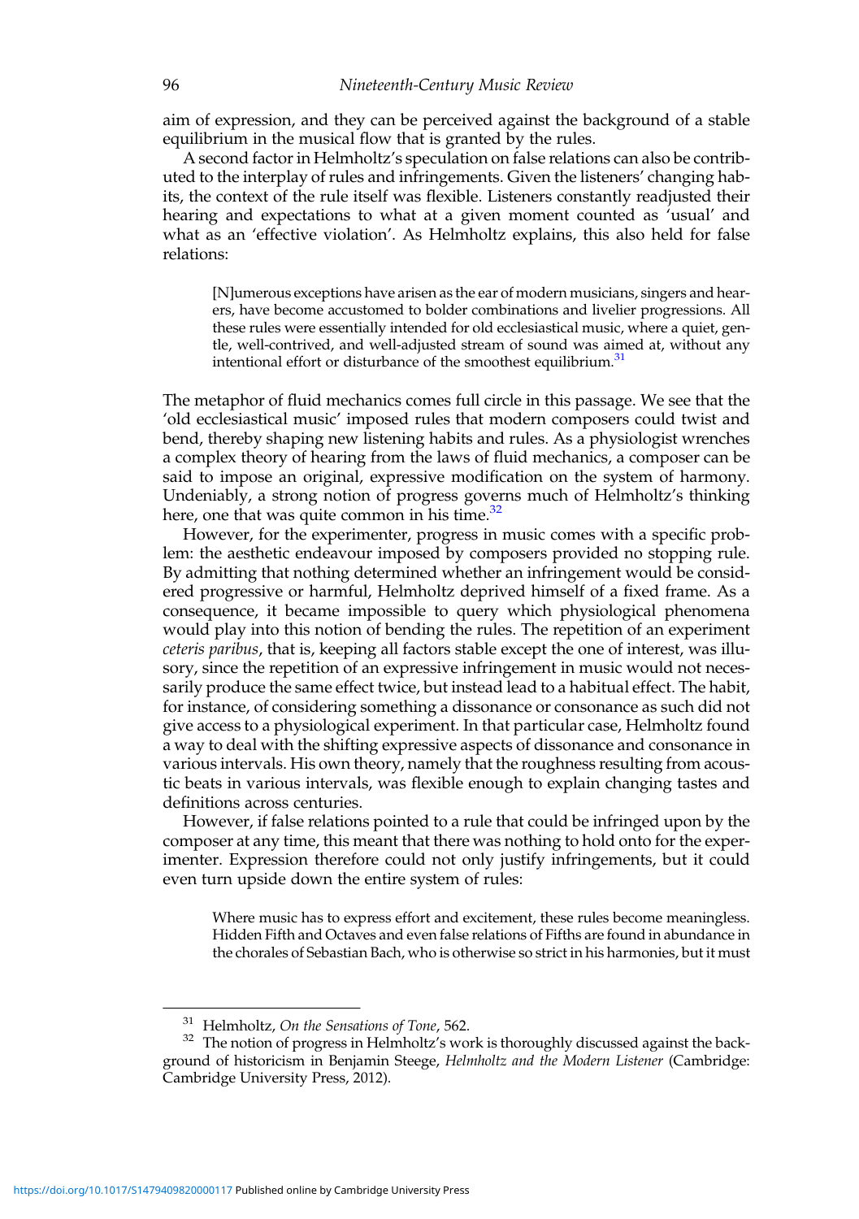aim of expression, and they can be perceived against the background of a stable equilibrium in the musical flow that is granted by the rules.

A second factor in Helmholtz's speculation on false relations can also be contributed to the interplay of rules and infringements. Given the listeners' changing habits, the context of the rule itself was flexible. Listeners constantly readjusted their hearing and expectations to what at a given moment counted as 'usual' and what as an 'effective violation'. As Helmholtz explains, this also held for false relations:

> [N]umerous exceptions have arisen as the ear of modern musicians, singers and hearers, have become accustomed to bolder combinations and livelier progressions. All these rules were essentially intended for old ecclesiastical music, where a quiet, gentle, well-contrived, and well-adjusted stream of sound was aimed at, without any intentional effort or disturbance of the smoothest equilibrium.[31]

The metaphor of fluid mechanics comes full circle in this passage. We see that the 'old ecclesiastical music' imposed rules that modern composers could twist and bend, thereby shaping new listening habits and rules. As a physiologist wrenches a complex theory of hearing from the laws of fluid mechanics, a composer can be said to impose an original, expressive modification on the system of harmony. Undeniably, a strong notion of progress governs much of Helmholtz's thinking here, one that was quite common in his time.[32]

However, for the experimenter, progress in music comes with a specific problem: the aesthetic endeavour imposed by composers provided no stopping rule. By admitting that nothing determined whether an infringement would be considered progressive or harmful, Helmholtz deprived himself of a fixed frame. As a consequence, it became impossible to query which physiological phenomena would play into this notion of bending the rules. The repetition of an experiment *ceteris paribus*, that is, keeping all factors stable except the one of interest, was illusory, since the repetition of an expressive infringement in music would not necessarily produce the same effect twice, but instead lead to a habitual effect. The habit, for instance, of considering something a dissonance or consonance as such did not give access to a physiological experiment. In that particular case, Helmholtz found a way to deal with the shifting expressive aspects of dissonance and consonance in various intervals. His own theory, namely that the roughness resulting from acoustic beats in various intervals, was flexible enough to explain changing tastes and definitions across centuries.

However, if false relations pointed to a rule that could be infringed upon by the composer at any time, this meant that there was nothing to hold onto for the experimenter. Expression therefore could not only justify infringements, but it could even turn upside down the entire system of rules:

> Where music has to express effort and excitement, these rules become meaningless. Hidden Fifth and Octaves and even false relations of Fifths are found in abundance in the chorales of Sebastian Bach, who is otherwise so strict in his harmonies, but it must

---

[31] Helmholtz, *On the Sensations of Tone*, 562.

[32] The notion of progress in Helmholtz's work is thoroughly discussed against the background of historicism in Benjamin Steege, *Helmholtz and the Modern Listener* (Cambridge: Cambridge University Press, 2012).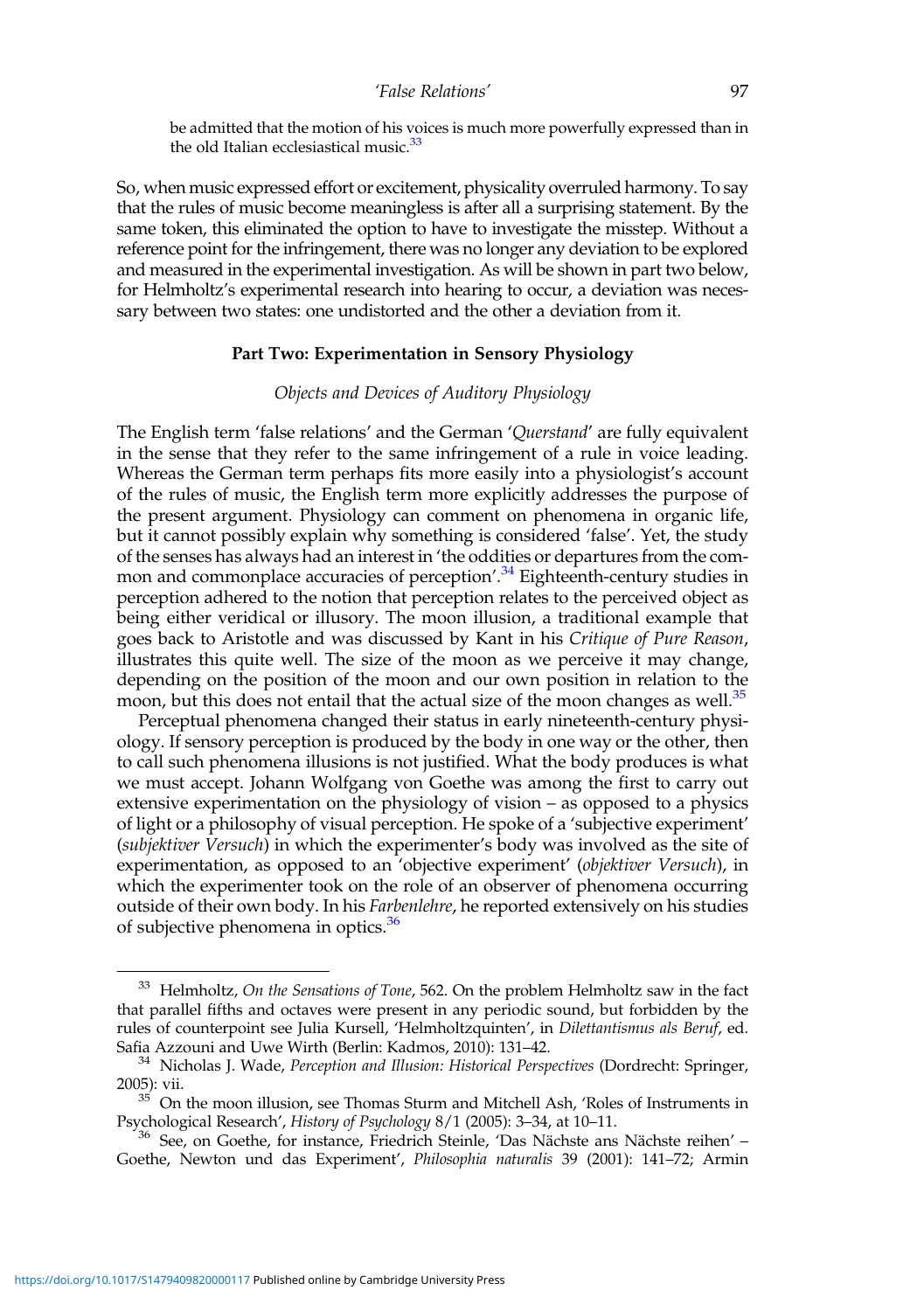be admitted that the motion of his voices is much more powerfully expressed than in the old Italian ecclesiastical music.[33]

So, when music expressed effort or excitement, physicality overruled harmony. To say that the rules of music become meaningless is after all a surprising statement. By the same token, this eliminated the option to have to investigate the misstep. Without a reference point for the infringement, there was no longer any deviation to be explored and measured in the experimental investigation. As will be shown in part two below, for Helmholtz's experimental research into hearing to occur, a deviation was necessary between two states: one undistorted and the other a deviation from it.

## Part Two: Experimentation in Sensory Physiology

### *Objects and Devices of Auditory Physiology*

The English term 'false relations' and the German '*Querstand*' are fully equivalent in the sense that they refer to the same infringement of a rule in voice leading. Whereas the German term perhaps fits more easily into a physiologist's account of the rules of music, the English term more explicitly addresses the purpose of the present argument. Physiology can comment on phenomena in organic life, but it cannot possibly explain why something is considered 'false'. Yet, the study of the senses has always had an interest in 'the oddities or departures from the common and commonplace accuracies of perception'.[34] Eighteenth-century studies in perception adhered to the notion that perception relates to the perceived object as being either veridical or illusory. The moon illusion, a traditional example that goes back to Aristotle and was discussed by Kant in his *Critique of Pure Reason*, illustrates this quite well. The size of the moon as we perceive it may change, depending on the position of the moon and our own position in relation to the moon, but this does not entail that the actual size of the moon changes as well.[35]

Perceptual phenomena changed their status in early nineteenth-century physiology. If sensory perception is produced by the body in one way or the other, then to call such phenomena illusions is not justified. What the body produces is what we must accept. Johann Wolfgang von Goethe was among the first to carry out extensive experimentation on the physiology of vision – as opposed to a physics of light or a philosophy of visual perception. He spoke of a 'subjective experiment' (*subjektiver Versuch*) in which the experimenter's body was involved as the site of experimentation, as opposed to an 'objective experiment' (*objektiver Versuch*), in which the experimenter took on the role of an observer of phenomena occurring outside of their own body. In his *Farbenlehre*, he reported extensively on his studies of subjective phenomena in optics.[36]

---

[33] Helmholtz, *On the Sensations of Tone*, 562. On the problem Helmholtz saw in the fact that parallel fifths and octaves were present in any periodic sound, but forbidden by the rules of counterpoint see Julia Kursell, 'Helmholtzquinten', in *Dilettantismus als Beruf*, ed. Safia Azzouni and Uwe Wirth (Berlin: Kadmos, 2010): 131–42.

[34] Nicholas J. Wade, *Perception and Illusion: Historical Perspectives* (Dordrecht: Springer, 2005): vii.

[35] On the moon illusion, see Thomas Sturm and Mitchell Ash, 'Roles of Instruments in Psychological Research', *History of Psychology* 8/1 (2005): 3–34, at 10–11.

[36] See, on Goethe, for instance, Friedrich Steinle, 'Das Nächste ans Nächste reihen' – Goethe, Newton und das Experiment', *Philosophia naturalis* 39 (2001): 141–72; Armin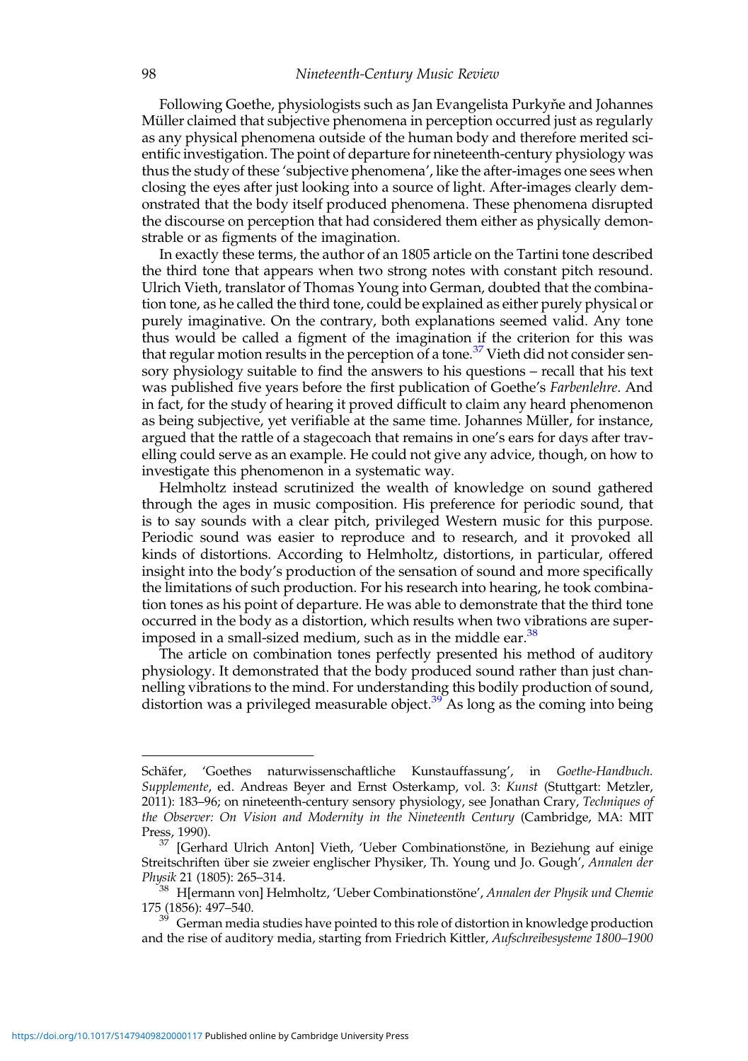Following Goethe, physiologists such as Jan Evangelista Purkyňe and Johannes Müller claimed that subjective phenomena in perception occurred just as regularly as any physical phenomena outside of the human body and therefore merited scientific investigation. The point of departure for nineteenth-century physiology was thus the study of these 'subjective phenomena', like the after-images one sees when closing the eyes after just looking into a source of light. After-images clearly demonstrated that the body itself produced phenomena. These phenomena disrupted the discourse on perception that had considered them either as physically demonstrable or as figments of the imagination.

In exactly these terms, the author of an 1805 article on the Tartini tone described the third tone that appears when two strong notes with constant pitch resound. Ulrich Vieth, translator of Thomas Young into German, doubted that the combination tone, as he called the third tone, could be explained as either purely physical or purely imaginative. On the contrary, both explanations seemed valid. Any tone thus would be called a figment of the imagination if the criterion for this was that regular motion results in the perception of a tone.[37] Vieth did not consider sensory physiology suitable to find the answers to his questions – recall that his text was published five years before the first publication of Goethe's *Farbenlehre*. And in fact, for the study of hearing it proved difficult to claim any heard phenomenon as being subjective, yet verifiable at the same time. Johannes Müller, for instance, argued that the rattle of a stagecoach that remains in one's ears for days after travelling could serve as an example. He could not give any advice, though, on how to investigate this phenomenon in a systematic way.

Helmholtz instead scrutinized the wealth of knowledge on sound gathered through the ages in music composition. His preference for periodic sound, that is to say sounds with a clear pitch, privileged Western music for this purpose. Periodic sound was easier to reproduce and to research, and it provoked all kinds of distortions. According to Helmholtz, distortions, in particular, offered insight into the body's production of the sensation of sound and more specifically the limitations of such production. For his research into hearing, he took combination tones as his point of departure. He was able to demonstrate that the third tone occurred in the body as a distortion, which results when two vibrations are superimposed in a small-sized medium, such as in the middle ear.[38]

The article on combination tones perfectly presented his method of auditory physiology. It demonstrated that the body produced sound rather than just channelling vibrations to the mind. For understanding this bodily production of sound, distortion was a privileged measurable object.[39] As long as the coming into being

---

Schäfer, 'Goethes naturwissenschaftliche Kunstauffassung', in *Goethe-Handbuch. Supplemente*, ed. Andreas Beyer and Ernst Osterkamp, vol. 3: *Kunst* (Stuttgart: Metzler, 2011): 183–96; on nineteenth-century sensory physiology, see Jonathan Crary, *Techniques of the Observer: On Vision and Modernity in the Nineteenth Century* (Cambridge, MA: MIT Press, 1990).

[37] [Gerhard Ulrich Anton] Vieth, 'Ueber Combinationstöne, in Beziehung auf einige Streitschriften über sie zweier englischer Physiker, Th. Young und Jo. Gough', *Annalen der Physik* 21 (1805): 265–314.

[38] H[ermann von] Helmholtz, 'Ueber Combinationstöne', *Annalen der Physik und Chemie* 175 (1856): 497–540.

[39] German media studies have pointed to this role of distortion in knowledge production and the rise of auditory media, starting from Friedrich Kittler, *Aufschreibesysteme 1800–1900*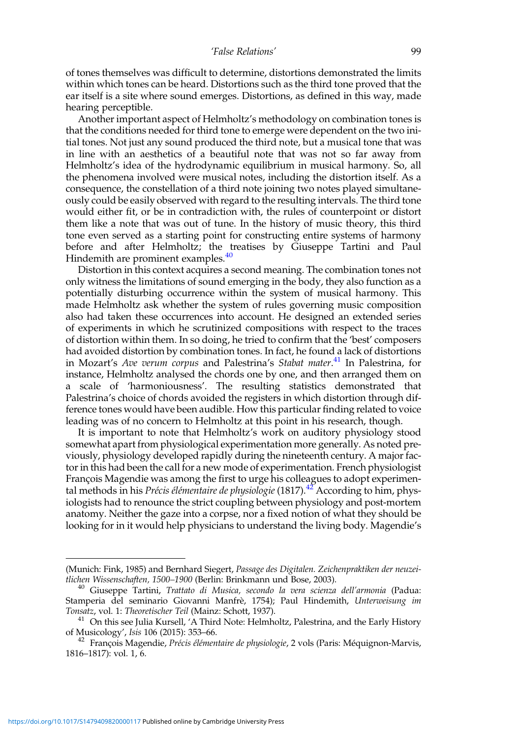of tones themselves was difficult to determine, distortions demonstrated the limits within which tones can be heard. Distortions such as the third tone proved that the ear itself is a site where sound emerges. Distortions, as defined in this way, made hearing perceptible.

Another important aspect of Helmholtz's methodology on combination tones is that the conditions needed for third tone to emerge were dependent on the two initial tones. Not just any sound produced the third note, but a musical tone that was in line with an aesthetics of a beautiful note that was not so far away from Helmholtz's idea of the hydrodynamic equilibrium in musical harmony. So, all the phenomena involved were musical notes, including the distortion itself. As a consequence, the constellation of a third note joining two notes played simultaneously could be easily observed with regard to the resulting intervals. The third tone would either fit, or be in contradiction with, the rules of counterpoint or distort them like a note that was out of tune. In the history of music theory, this third tone even served as a starting point for constructing entire systems of harmony before and after Helmholtz; the treatises by Giuseppe Tartini and Paul Hindemith are prominent examples.[40]

Distortion in this context acquires a second meaning. The combination tones not only witness the limitations of sound emerging in the body, they also function as a potentially disturbing occurrence within the system of musical harmony. This made Helmholtz ask whether the system of rules governing music composition also had taken these occurrences into account. He designed an extended series of experiments in which he scrutinized compositions with respect to the traces of distortion within them. In so doing, he tried to confirm that the 'best' composers had avoided distortion by combination tones. In fact, he found a lack of distortions in Mozart's *Ave verum corpus* and Palestrina's *Stabat mater*.[41] In Palestrina, for instance, Helmholtz analysed the chords one by one, and then arranged them on a scale of 'harmoniousness'. The resulting statistics demonstrated that Palestrina's choice of chords avoided the registers in which distortion through difference tones would have been audible. How this particular finding related to voice leading was of no concern to Helmholtz at this point in his research, though.

It is important to note that Helmholtz's work on auditory physiology stood somewhat apart from physiological experimentation more generally. As noted previously, physiology developed rapidly during the nineteenth century. A major factor in this had been the call for a new mode of experimentation. French physiologist François Magendie was among the first to urge his colleagues to adopt experimental methods in his *Précis élémentaire de physiologie* (1817).[42] According to him, physiologists had to renounce the strict coupling between physiology and post-mortem anatomy. Neither the gaze into a corpse, nor a fixed notion of what they should be looking for in it would help physicians to understand the living body. Magendie's

---

(Munich: Fink, 1985) and Bernhard Siegert, *Passage des Digitalen. Zeichenpraktiken der neuzeitlichen Wissenschaften, 1500–1900* (Berlin: Brinkmann und Bose, 2003).

[40] Giuseppe Tartini, *Trattato di Musica, secondo la vera scienza dell'armonia* (Padua: Stamperia del seminario Giovanni Manfrè, 1754); Paul Hindemith, *Unterweisung im Tonsatz*, vol. 1: *Theoretischer Teil* (Mainz: Schott, 1937).

[41] On this see Julia Kursell, 'A Third Note: Helmholtz, Palestrina, and the Early History of Musicology', *Isis* 106 (2015): 353–66.

[42] François Magendie, *Précis élémentaire de physiologie*, 2 vols (Paris: Méquignon-Marvis, 1816–1817): vol. 1, 6.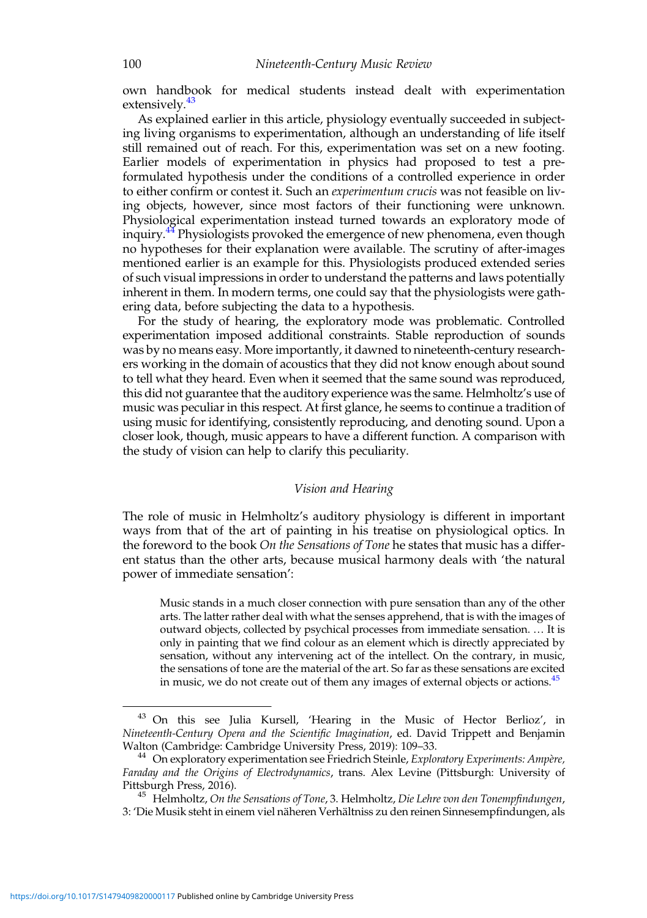own handbook for medical students instead dealt with experimentation extensively.[43]

As explained earlier in this article, physiology eventually succeeded in subjecting living organisms to experimentation, although an understanding of life itself still remained out of reach. For this, experimentation was set on a new footing. Earlier models of experimentation in physics had proposed to test a pre-formulated hypothesis under the conditions of a controlled experience in order to either confirm or contest it. Such an *experimentum crucis* was not feasible on living objects, however, since most factors of their functioning were unknown. Physiological experimentation instead turned towards an exploratory mode of inquiry.[44] Physiologists provoked the emergence of new phenomena, even though no hypotheses for their explanation were available. The scrutiny of after-images mentioned earlier is an example for this. Physiologists produced extended series of such visual impressions in order to understand the patterns and laws potentially inherent in them. In modern terms, one could say that the physiologists were gathering data, before subjecting the data to a hypothesis.

For the study of hearing, the exploratory mode was problematic. Controlled experimentation imposed additional constraints. Stable reproduction of sounds was by no means easy. More importantly, it dawned to nineteenth-century researchers working in the domain of acoustics that they did not know enough about sound to tell what they heard. Even when it seemed that the same sound was reproduced, this did not guarantee that the auditory experience was the same. Helmholtz's use of music was peculiar in this respect. At first glance, he seems to continue a tradition of using music for identifying, consistently reproducing, and denoting sound. Upon a closer look, though, music appears to have a different function. A comparison with the study of vision can help to clarify this peculiarity.

## *Vision and Hearing*

The role of music in Helmholtz's auditory physiology is different in important ways from that of the art of painting in his treatise on physiological optics. In the foreword to the book *On the Sensations of Tone* he states that music has a different status than the other arts, because musical harmony deals with 'the natural power of immediate sensation':

> Music stands in a much closer connection with pure sensation than any of the other arts. The latter rather deal with what the senses apprehend, that is with the images of outward objects, collected by psychical processes from immediate sensation. … It is only in painting that we find colour as an element which is directly appreciated by sensation, without any intervening act of the intellect. On the contrary, in music, the sensations of tone are the material of the art. So far as these sensations are excited in music, we do not create out of them any images of external objects or actions.[45]

---

[43] On this see Julia Kursell, 'Hearing in the Music of Hector Berlioz', in *Nineteenth-Century Opera and the Scientific Imagination*, ed. David Trippett and Benjamin Walton (Cambridge: Cambridge University Press, 2019): 109–33.

[44] On exploratory experimentation see Friedrich Steinle, *Exploratory Experiments: Ampère, Faraday and the Origins of Electrodynamics*, trans. Alex Levine (Pittsburgh: University of Pittsburgh Press, 2016).

[45] Helmholtz, *On the Sensations of Tone*, 3. Helmholtz, *Die Lehre von den Tonempfindungen*, 3: 'Die Musik steht in einem viel näheren Verhältniss zu den reinen Sinnesempfindungen, als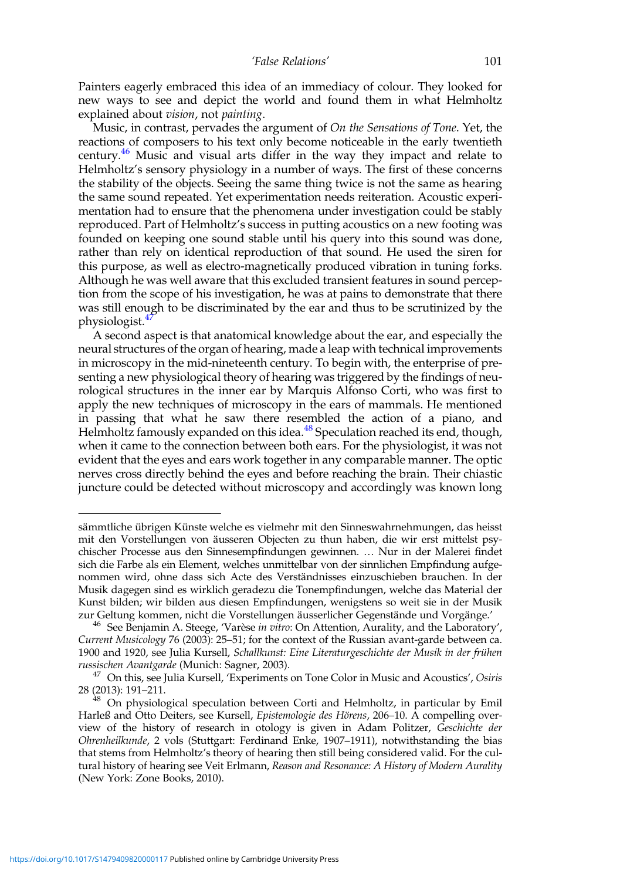Painters eagerly embraced this idea of an immediacy of colour. They looked for new ways to see and depict the world and found them in what Helmholtz explained about *vision*, not *painting*.

Music, in contrast, pervades the argument of *On the Sensations of Tone*. Yet, the reactions of composers to his text only become noticeable in the early twentieth century.[46] Music and visual arts differ in the way they impact and relate to Helmholtz's sensory physiology in a number of ways. The first of these concerns the stability of the objects. Seeing the same thing twice is not the same as hearing the same sound repeated. Yet experimentation needs reiteration. Acoustic experimentation had to ensure that the phenomena under investigation could be stably reproduced. Part of Helmholtz's success in putting acoustics on a new footing was founded on keeping one sound stable until his query into this sound was done, rather than rely on identical reproduction of that sound. He used the siren for this purpose, as well as electro-magnetically produced vibration in tuning forks. Although he was well aware that this excluded transient features in sound perception from the scope of his investigation, he was at pains to demonstrate that there was still enough to be discriminated by the ear and thus to be scrutinized by the physiologist.[47]

A second aspect is that anatomical knowledge about the ear, and especially the neural structures of the organ of hearing, made a leap with technical improvements in microscopy in the mid-nineteenth century. To begin with, the enterprise of presenting a new physiological theory of hearing was triggered by the findings of neurological structures in the inner ear by Marquis Alfonso Corti, who was first to apply the new techniques of microscopy in the ears of mammals. He mentioned in passing that what he saw there resembled the action of a piano, and Helmholtz famously expanded on this idea.[48] Speculation reached its end, though, when it came to the connection between both ears. For the physiologist, it was not evident that the eyes and ears work together in any comparable manner. The optic nerves cross directly behind the eyes and before reaching the brain. Their chiastic juncture could be detected without microscopy and accordingly was known long

---

sämmtliche übrigen Künste welche es vielmehr mit den Sinneswahrnehmungen, das heisst mit den Vorstellungen von äusseren Objecten zu thun haben, die wir erst mittelst psychischer Processe aus den Sinnesempfindungen gewinnen. … Nur in der Malerei findet sich die Farbe als ein Element, welches unmittelbar von der sinnlichen Empfindung aufgenommen wird, ohne dass sich Acte des Verständnisses einzuschieben brauchen. In der Musik dagegen sind es wirklich geradezu die Tonempfindungen, welche das Material der Kunst bilden; wir bilden aus diesen Empfindungen, wenigstens so weit sie in der Musik zur Geltung kommen, nicht die Vorstellungen äusserlicher Gegenstände und Vorgänge.'

[46] See Benjamin A. Steege, 'Varèse *in vitro*: On Attention, Aurality, and the Laboratory', *Current Musicology* 76 (2003): 25–51; for the context of the Russian avant-garde between ca. 1900 and 1920, see Julia Kursell, *Schallkunst: Eine Literaturgeschichte der Musik in der frühen russischen Avantgarde* (Munich: Sagner, 2003).

[47] On this, see Julia Kursell, 'Experiments on Tone Color in Music and Acoustics', *Osiris* 28 (2013): 191–211.

[48] On physiological speculation between Corti and Helmholtz, in particular by Emil Harleß and Otto Deiters, see Kursell, *Epistemologie des Hörens*, 206–10. A compelling overview of the history of research in otology is given in Adam Politzer, *Geschichte der Ohrenheilkunde*, 2 vols (Stuttgart: Ferdinand Enke, 1907–1911), notwithstanding the bias that stems from Helmholtz's theory of hearing then still being considered valid. For the cultural history of hearing see Veit Erlmann, *Reason and Resonance: A History of Modern Aurality* (New York: Zone Books, 2010).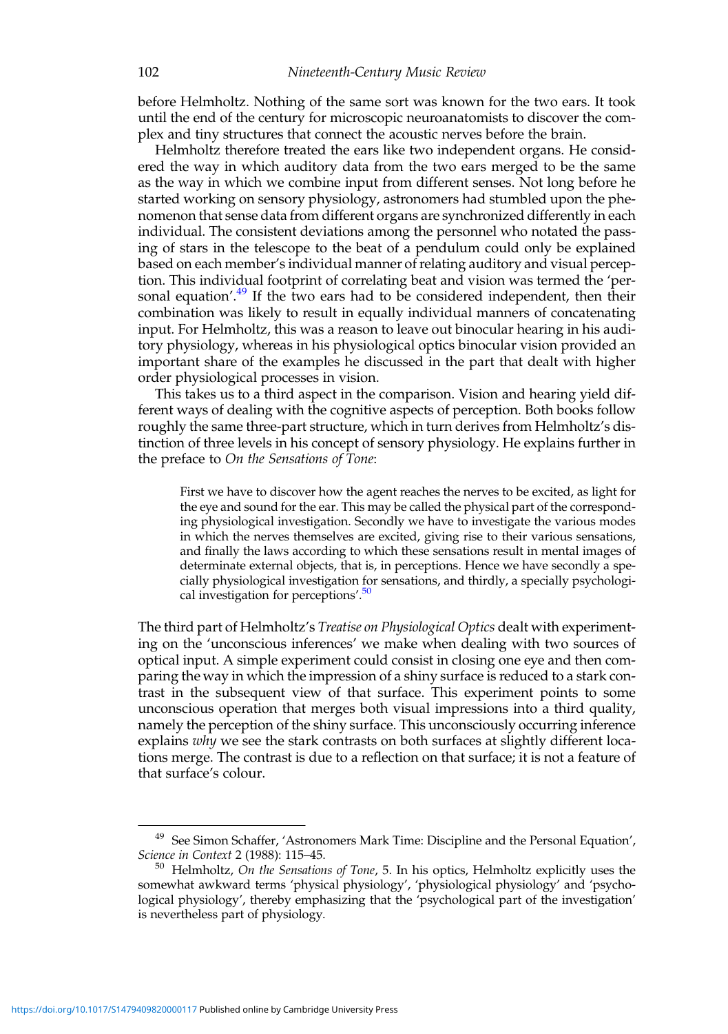before Helmholtz. Nothing of the same sort was known for the two ears. It took until the end of the century for microscopic neuroanatomists to discover the complex and tiny structures that connect the acoustic nerves before the brain.

Helmholtz therefore treated the ears like two independent organs. He considered the way in which auditory data from the two ears merged to be the same as the way in which we combine input from different senses. Not long before he started working on sensory physiology, astronomers had stumbled upon the phenomenon that sense data from different organs are synchronized differently in each individual. The consistent deviations among the personnel who notated the passing of stars in the telescope to the beat of a pendulum could only be explained based on each member's individual manner of relating auditory and visual perception. This individual footprint of correlating beat and vision was termed the 'personal equation'.[49] If the two ears had to be considered independent, then their combination was likely to result in equally individual manners of concatenating input. For Helmholtz, this was a reason to leave out binocular hearing in his auditory physiology, whereas in his physiological optics binocular vision provided an important share of the examples he discussed in the part that dealt with higher order physiological processes in vision.

This takes us to a third aspect in the comparison. Vision and hearing yield different ways of dealing with the cognitive aspects of perception. Both books follow roughly the same three-part structure, which in turn derives from Helmholtz's distinction of three levels in his concept of sensory physiology. He explains further in the preface to *On the Sensations of Tone*:

> First we have to discover how the agent reaches the nerves to be excited, as light for the eye and sound for the ear. This may be called the physical part of the corresponding physiological investigation. Secondly we have to investigate the various modes in which the nerves themselves are excited, giving rise to their various sensations, and finally the laws according to which these sensations result in mental images of determinate external objects, that is, in perceptions. Hence we have secondly a specially physiological investigation for sensations, and thirdly, a specially psychological investigation for perceptions'.[50]

The third part of Helmholtz's *Treatise on Physiological Optics* dealt with experimenting on the 'unconscious inferences' we make when dealing with two sources of optical input. A simple experiment could consist in closing one eye and then comparing the way in which the impression of a shiny surface is reduced to a stark contrast in the subsequent view of that surface. This experiment points to some unconscious operation that merges both visual impressions into a third quality, namely the perception of the shiny surface. This unconsciously occurring inference explains *why* we see the stark contrasts on both surfaces at slightly different locations merge. The contrast is due to a reflection on that surface; it is not a feature of that surface's colour.

---

[49] See Simon Schaffer, 'Astronomers Mark Time: Discipline and the Personal Equation', *Science in Context* 2 (1988): 115–45.

[50] Helmholtz, *On the Sensations of Tone*, 5. In his optics, Helmholtz explicitly uses the somewhat awkward terms 'physical physiology', 'physiological physiology' and 'psychological physiology', thereby emphasizing that the 'psychological part of the investigation' is nevertheless part of physiology.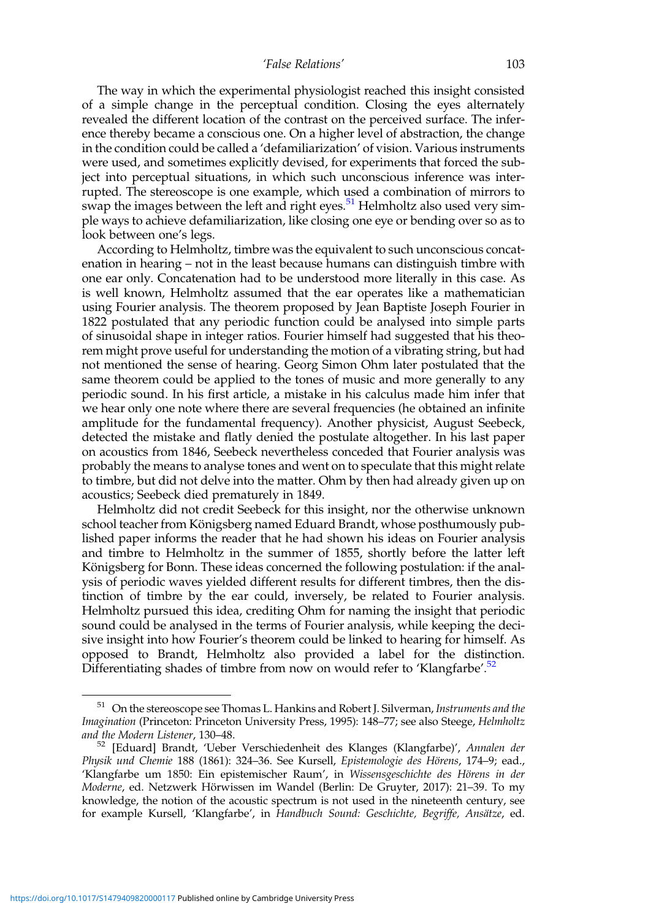The way in which the experimental physiologist reached this insight consisted of a simple change in the perceptual condition. Closing the eyes alternately revealed the different location of the contrast on the perceived surface. The inference thereby became a conscious one. On a higher level of abstraction, the change in the condition could be called a 'defamiliarization' of vision. Various instruments were used, and sometimes explicitly devised, for experiments that forced the subject into perceptual situations, in which such unconscious inference was interrupted. The stereoscope is one example, which used a combination of mirrors to swap the images between the left and right eyes.[51] Helmholtz also used very simple ways to achieve defamiliarization, like closing one eye or bending over so as to look between one's legs.

According to Helmholtz, timbre was the equivalent to such unconscious concatenation in hearing – not in the least because humans can distinguish timbre with one ear only. Concatenation had to be understood more literally in this case. As is well known, Helmholtz assumed that the ear operates like a mathematician using Fourier analysis. The theorem proposed by Jean Baptiste Joseph Fourier in 1822 postulated that any periodic function could be analysed into simple parts of sinusoidal shape in integer ratios. Fourier himself had suggested that his theorem might prove useful for understanding the motion of a vibrating string, but had not mentioned the sense of hearing. Georg Simon Ohm later postulated that the same theorem could be applied to the tones of music and more generally to any periodic sound. In his first article, a mistake in his calculus made him infer that we hear only one note where there are several frequencies (he obtained an infinite amplitude for the fundamental frequency). Another physicist, August Seebeck, detected the mistake and flatly denied the postulate altogether. In his last paper on acoustics from 1846, Seebeck nevertheless conceded that Fourier analysis was probably the means to analyse tones and went on to speculate that this might relate to timbre, but did not delve into the matter. Ohm by then had already given up on acoustics; Seebeck died prematurely in 1849.

Helmholtz did not credit Seebeck for this insight, nor the otherwise unknown school teacher from Königsberg named Eduard Brandt, whose posthumously published paper informs the reader that he had shown his ideas on Fourier analysis and timbre to Helmholtz in the summer of 1855, shortly before the latter left Königsberg for Bonn. These ideas concerned the following postulation: if the analysis of periodic waves yielded different results for different timbres, then the distinction of timbre by the ear could, inversely, be related to Fourier analysis. Helmholtz pursued this idea, crediting Ohm for naming the insight that periodic sound could be analysed in the terms of Fourier analysis, while keeping the decisive insight into how Fourier's theorem could be linked to hearing for himself. As opposed to Brandt, Helmholtz also provided a label for the distinction. Differentiating shades of timbre from now on would refer to 'Klangfarbe'.[52]

---

[51] On the stereoscope see Thomas L. Hankins and Robert J. Silverman, *Instruments and the Imagination* (Princeton: Princeton University Press, 1995): 148–77; see also Steege, *Helmholtz and the Modern Listener*, 130–48.

[52] [Eduard] Brandt, 'Ueber Verschiedenheit des Klanges (Klangfarbe)', *Annalen der Physik und Chemie* 188 (1861): 324–36. See Kursell, *Epistemologie des Hörens*, 174–9; ead., 'Klangfarbe um 1850: Ein epistemischer Raum', in *Wissensgeschichte des Hörens in der Moderne*, ed. Netzwerk Hörwissen im Wandel (Berlin: De Gruyter, 2017): 21–39. To my knowledge, the notion of the acoustic spectrum is not used in the nineteenth century, see for example Kursell, 'Klangfarbe', in *Handbuch Sound: Geschichte, Begriffe, Ansätze*, ed.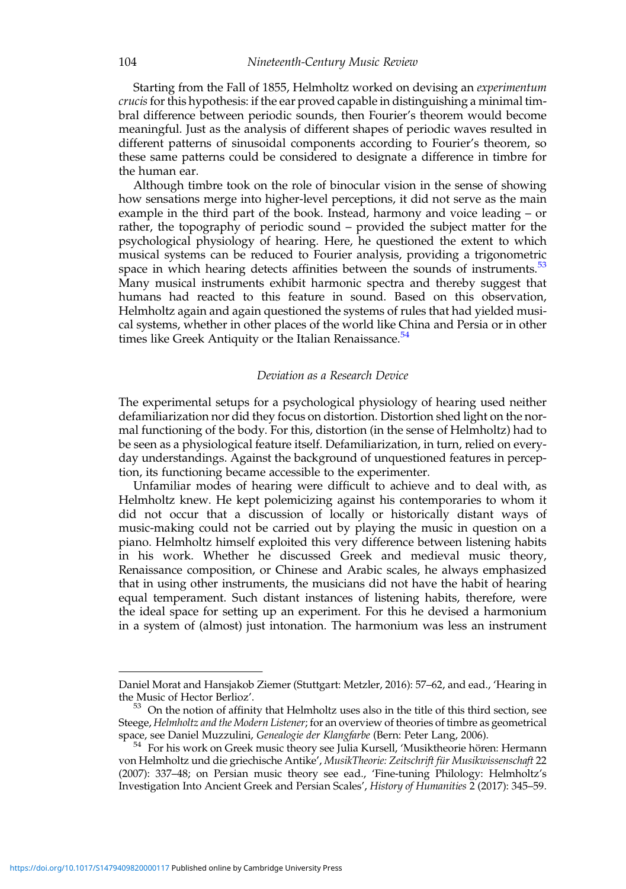Starting from the Fall of 1855, Helmholtz worked on devising an *experimentum crucis* for this hypothesis: if the ear proved capable in distinguishing a minimal timbral difference between periodic sounds, then Fourier's theorem would become meaningful. Just as the analysis of different shapes of periodic waves resulted in different patterns of sinusoidal components according to Fourier's theorem, so these same patterns could be considered to designate a difference in timbre for the human ear.

Although timbre took on the role of binocular vision in the sense of showing how sensations merge into higher-level perceptions, it did not serve as the main example in the third part of the book. Instead, harmony and voice leading – or rather, the topography of periodic sound – provided the subject matter for the psychological physiology of hearing. Here, he questioned the extent to which musical systems can be reduced to Fourier analysis, providing a trigonometric space in which hearing detects affinities between the sounds of instruments.[53] Many musical instruments exhibit harmonic spectra and thereby suggest that humans had reacted to this feature in sound. Based on this observation, Helmholtz again and again questioned the systems of rules that had yielded musical systems, whether in other places of the world like China and Persia or in other times like Greek Antiquity or the Italian Renaissance.[54]

### *Deviation as a Research Device*

The experimental setups for a psychological physiology of hearing used neither defamiliarization nor did they focus on distortion. Distortion shed light on the normal functioning of the body. For this, distortion (in the sense of Helmholtz) had to be seen as a physiological feature itself. Defamiliarization, in turn, relied on everyday understandings. Against the background of unquestioned features in perception, its functioning became accessible to the experimenter.

Unfamiliar modes of hearing were difficult to achieve and to deal with, as Helmholtz knew. He kept polemicizing against his contemporaries to whom it did not occur that a discussion of locally or historically distant ways of music-making could not be carried out by playing the music in question on a piano. Helmholtz himself exploited this very difference between listening habits in his work. Whether he discussed Greek and medieval music theory, Renaissance composition, or Chinese and Arabic scales, he always emphasized that in using other instruments, the musicians did not have the habit of hearing equal temperament. Such distant instances of listening habits, therefore, were the ideal space for setting up an experiment. For this he devised a harmonium in a system of (almost) just intonation. The harmonium was less an instrument

---

Daniel Morat and Hansjakob Ziemer (Stuttgart: Metzler, 2016): 57–62, and ead., 'Hearing in the Music of Hector Berlioz'.

[53] On the notion of affinity that Helmholtz uses also in the title of this third section, see Steege, *Helmholtz and the Modern Listener*; for an overview of theories of timbre as geometrical space, see Daniel Muzzulini, *Genealogie der Klangfarbe* (Bern: Peter Lang, 2006).

[54] For his work on Greek music theory see Julia Kursell, 'Musiktheorie hören: Hermann von Helmholtz und die griechische Antike', *MusikTheorie: Zeitschrift für Musikwissenschaft* 22 (2007): 337–48; on Persian music theory see ead., 'Fine-tuning Philology: Helmholtz's Investigation Into Ancient Greek and Persian Scales', *History of Humanities* 2 (2017): 345–59.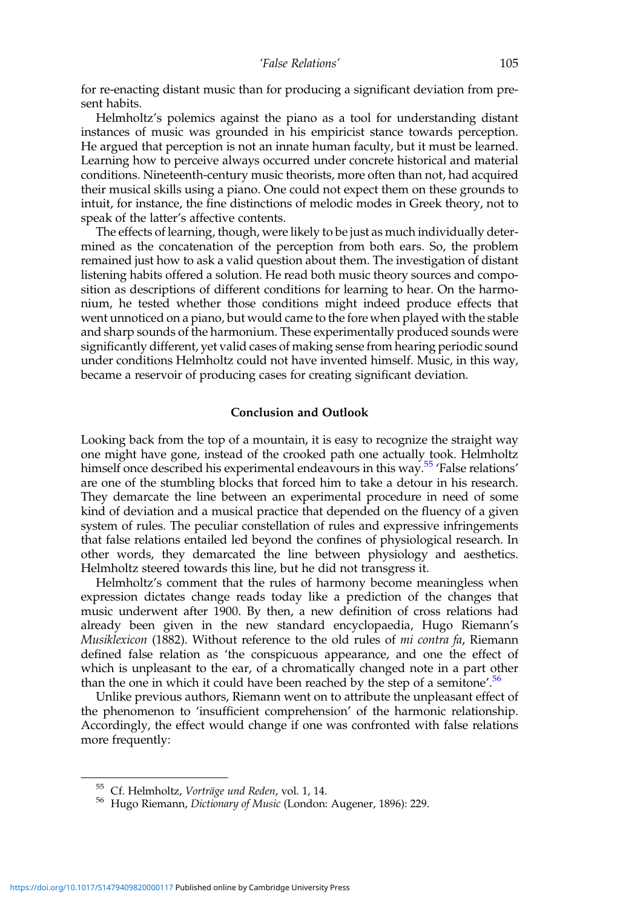for re-enacting distant music than for producing a significant deviation from present habits.

Helmholtz's polemics against the piano as a tool for understanding distant instances of music was grounded in his empiricist stance towards perception. He argued that perception is not an innate human faculty, but it must be learned. Learning how to perceive always occurred under concrete historical and material conditions. Nineteenth-century music theorists, more often than not, had acquired their musical skills using a piano. One could not expect them on these grounds to intuit, for instance, the fine distinctions of melodic modes in Greek theory, not to speak of the latter's affective contents.

The effects of learning, though, were likely to be just as much individually determined as the concatenation of the perception from both ears. So, the problem remained just how to ask a valid question about them. The investigation of distant listening habits offered a solution. He read both music theory sources and composition as descriptions of different conditions for learning to hear. On the harmonium, he tested whether those conditions might indeed produce effects that went unnoticed on a piano, but would came to the fore when played with the stable and sharp sounds of the harmonium. These experimentally produced sounds were significantly different, yet valid cases of making sense from hearing periodic sound under conditions Helmholtz could not have invented himself. Music, in this way, became a reservoir of producing cases for creating significant deviation.

## Conclusion and Outlook

Looking back from the top of a mountain, it is easy to recognize the straight way one might have gone, instead of the crooked path one actually took. Helmholtz himself once described his experimental endeavours in this way.[55] 'False relations' are one of the stumbling blocks that forced him to take a detour in his research. They demarcate the line between an experimental procedure in need of some kind of deviation and a musical practice that depended on the fluency of a given system of rules. The peculiar constellation of rules and expressive infringements that false relations entailed led beyond the confines of physiological research. In other words, they demarcated the line between physiology and aesthetics. Helmholtz steered towards this line, but he did not transgress it.

Helmholtz's comment that the rules of harmony become meaningless when expression dictates change reads today like a prediction of the changes that music underwent after 1900. By then, a new definition of cross relations had already been given in the new standard encyclopaedia, Hugo Riemann's *Musiklexicon* (1882). Without reference to the old rules of *mi contra fa*, Riemann defined false relation as 'the conspicuous appearance, and one the effect of which is unpleasant to the ear, of a chromatically changed note in a part other than the one in which it could have been reached by the step of a semitone'.[56]

Unlike previous authors, Riemann went on to attribute the unpleasant effect of the phenomenon to 'insufficient comprehension' of the harmonic relationship. Accordingly, the effect would change if one was confronted with false relations more frequently:

[55] Cf. Helmholtz, *Vorträge und Reden*, vol. 1, 14.

[56] Hugo Riemann, *Dictionary of Music* (London: Augener, 1896): 229.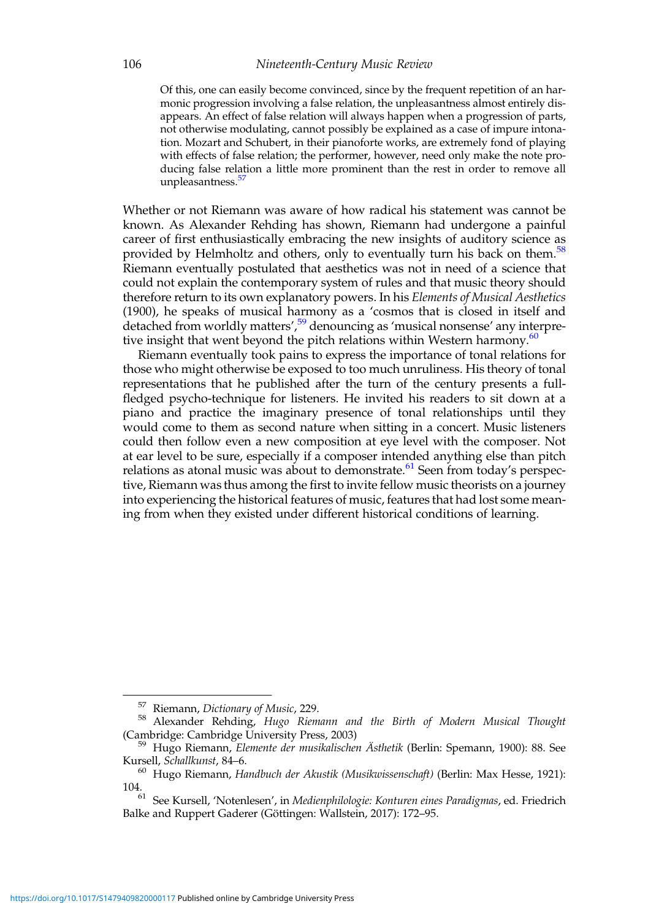> Of this, one can easily become convinced, since by the frequent repetition of an harmonic progression involving a false relation, the unpleasantness almost entirely disappears. An effect of false relation will always happen when a progression of parts, not otherwise modulating, cannot possibly be explained as a case of impure intonation. Mozart and Schubert, in their pianoforte works, are extremely fond of playing with effects of false relation; the performer, however, need only make the note producing false relation a little more prominent than the rest in order to remove all unpleasantness.[57]

Whether or not Riemann was aware of how radical his statement was cannot be known. As Alexander Rehding has shown, Riemann had undergone a painful career of first enthusiastically embracing the new insights of auditory science as provided by Helmholtz and others, only to eventually turn his back on them.[58] Riemann eventually postulated that aesthetics was not in need of a science that could not explain the contemporary system of rules and that music theory should therefore return to its own explanatory powers. In his *Elements of Musical Aesthetics* (1900), he speaks of musical harmony as a 'cosmos that is closed in itself and detached from worldly matters',[59] denouncing as 'musical nonsense' any interpretive insight that went beyond the pitch relations within Western harmony.[60]

Riemann eventually took pains to express the importance of tonal relations for those who might otherwise be exposed to too much unruliness. His theory of tonal representations that he published after the turn of the century presents a full-fledged psycho-technique for listeners. He invited his readers to sit down at a piano and practice the imaginary presence of tonal relationships until they would come to them as second nature when sitting in a concert. Music listeners could then follow even a new composition at eye level with the composer. Not at ear level to be sure, especially if a composer intended anything else than pitch relations as atonal music was about to demonstrate.[61] Seen from today's perspective, Riemann was thus among the first to invite fellow music theorists on a journey into experiencing the historical features of music, features that had lost some meaning from when they existed under different historical conditions of learning.

---

[57] Riemann, *Dictionary of Music*, 229.

[58] Alexander Rehding, *Hugo Riemann and the Birth of Modern Musical Thought* (Cambridge: Cambridge University Press, 2003)

[59] Hugo Riemann, *Elemente der musikalischen Ästhetik* (Berlin: Spemann, 1900): 88. See Kursell, *Schallkunst*, 84–6.

[60] Hugo Riemann, *Handbuch der Akustik (Musikwissenschaft)* (Berlin: Max Hesse, 1921): 104.

[61] See Kursell, 'Notenlesen', in *Medienphilologie: Konturen eines Paradigmas*, ed. Friedrich Balke and Ruppert Gaderer (Göttingen: Wallstein, 2017): 172–95.